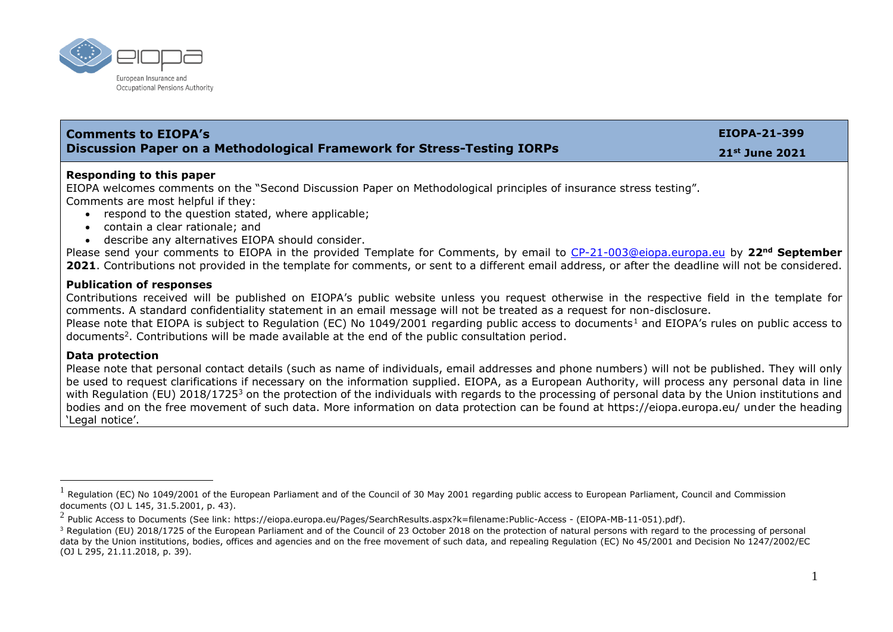European Insurance and Occupational Pensions Authority

## Comments to EIOPA's Discussion Paper on a Methodological Framework for Stress-Testing IORPs

**EIOPA-21-399**

**21st June 2021**

**Responding to this paper**

EIOPA welcomes comments on the "Second Discussion Paper on Methodological principles of insurance stress testing".

Comments are most helpful if they:

- respond to the question stated, where applicable;
- contain a clear rationale; and
- describe any alternatives EIOPA should consider.

Please send your comments to EIOPA in the provided Template for Comments, by email to CP-21-003@eiopa.europa.eu by **22nd September 2021**. Contributions not provided in the template for comments, or sent to a different email address, or after the deadline will not be considered.

**Publication of responses**

Contributions received will be published on EIOPA's public website unless you request otherwise in the respective field in the template for comments. A standard confidentiality statement in an email message will not be treated as a request for non-disclosure.

Please note that EIOPA is subject to Regulation (EC) No 1049/2001 regarding public access to documents[1] and EIOPA's rules on public access to documents[2]. Contributions will be made available at the end of the public consultation period.

**Data protection**

Please note that personal contact details (such as name of individuals, email addresses and phone numbers) will not be published. They will only be used to request clarifications if necessary on the information supplied. EIOPA, as a European Authority, will process any personal data in line with Regulation (EU) 2018/1725[3] on the protection of the individuals with regards to the processing of personal data by the Union institutions and bodies and on the free movement of such data. More information on data protection can be found at https://eiopa.europa.eu/ under the heading 'Legal notice'.

---

[1] Regulation (EC) No 1049/2001 of the European Parliament and of the Council of 30 May 2001 regarding public access to European Parliament, Council and Commission documents (OJ L 145, 31.5.2001, p. 43).

[2] Public Access to Documents (See link: https://eiopa.europa.eu/Pages/SearchResults.aspx?k=filename:Public-Access - (EIOPA-MB-11-051).pdf).

[3] Regulation (EU) 2018/1725 of the European Parliament and of the Council of 23 October 2018 on the protection of natural persons with regard to the processing of personal data by the Union institutions, bodies, offices and agencies and on the free movement of such data, and repealing Regulation (EC) No 45/2001 and Decision No 1247/2002/EC (OJ L 295, 21.11.2018, p. 39).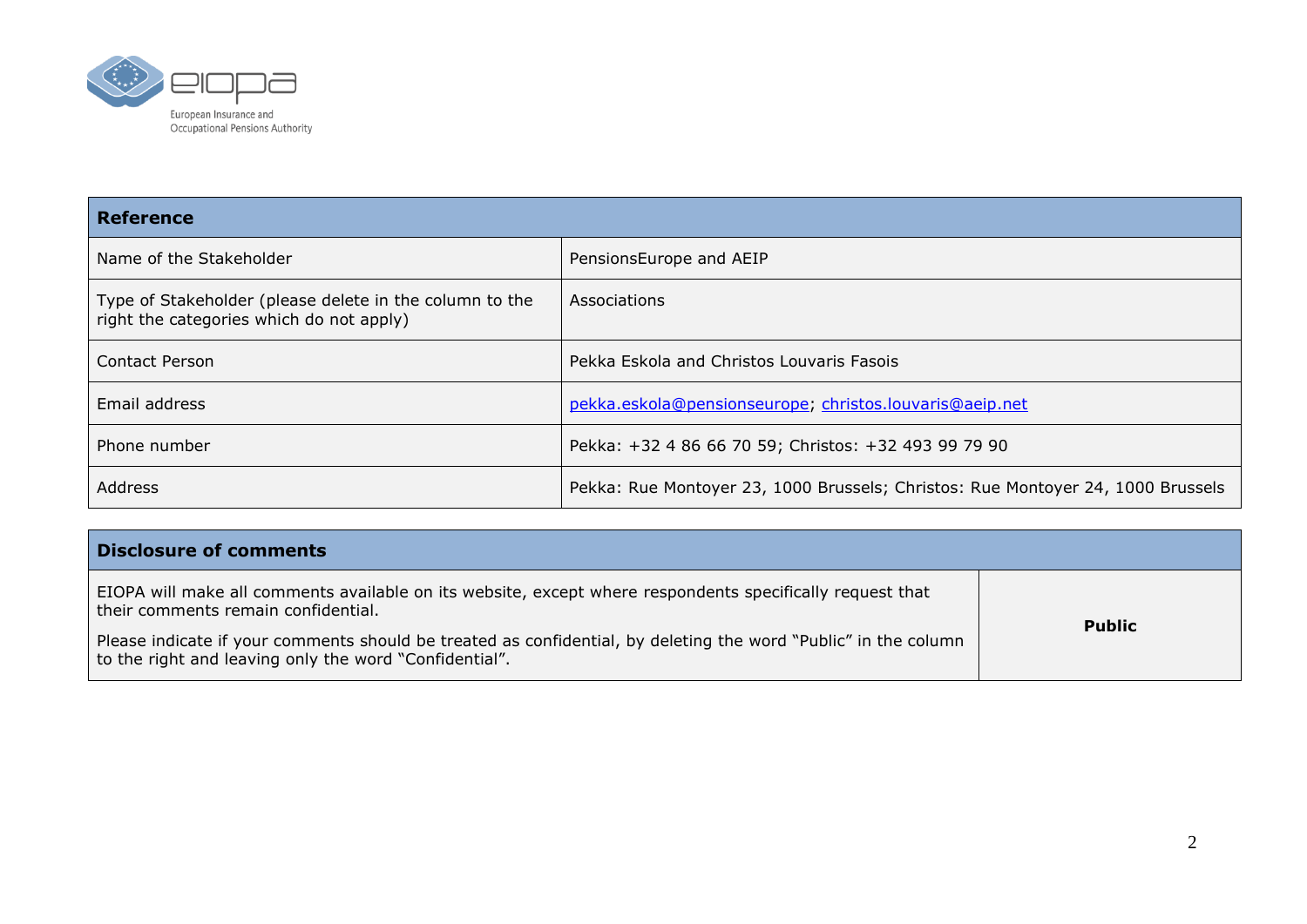| Reference | |
|---|---|
| Name of the Stakeholder | PensionsEurope and AEIP |
| Type of Stakeholder (please delete in the column to the right the categories which do not apply) | Associations |
| Contact Person | Pekka Eskola and Christos Louvaris Fasois |
| Email address | pekka.eskola@pensionseurope; christos.louvaris@aeip.net |
| Phone number | Pekka: +32 4 86 66 70 59; Christos: +32 493 99 79 90 |
| Address | Pekka: Rue Montoyer 23, 1000 Brussels; Christos: Rue Montoyer 24, 1000 Brussels |

| Disclosure of comments | |
|---|---|
| EIOPA will make all comments available on its website, except where respondents specifically request that their comments remain confidential.<br><br>Please indicate if your comments should be treated as confidential, by deleting the word "Public" in the column to the right and leaving only the word "Confidential". | **Public** |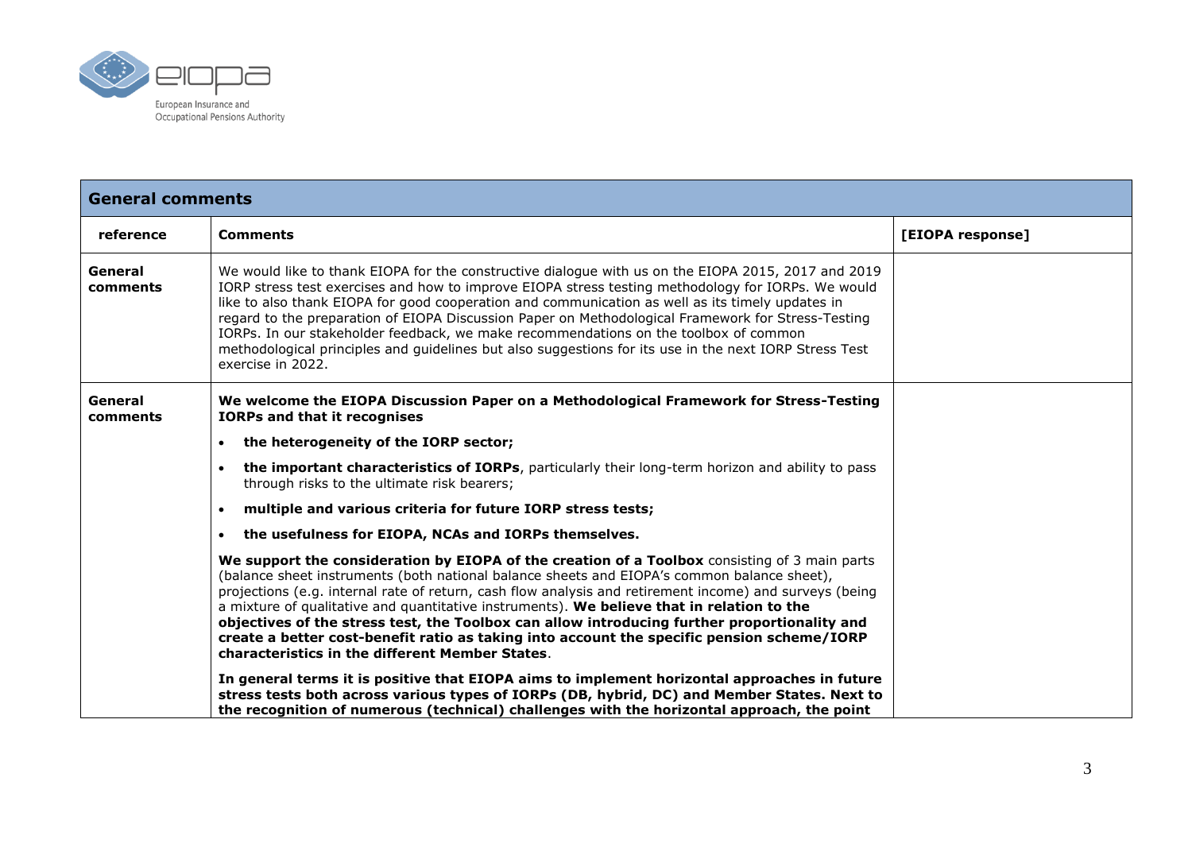| General comments | | |
|---|---|---|
| **reference** | **Comments** | **[EIOPA response]** |
| **General comments** | We would like to thank EIOPA for the constructive dialogue with us on the EIOPA 2015, 2017 and 2019 IORP stress test exercises and how to improve EIOPA stress testing methodology for IORPs. We would like to also thank EIOPA for good cooperation and communication as well as its timely updates in regard to the preparation of EIOPA Discussion Paper on Methodological Framework for Stress-Testing IORPs. In our stakeholder feedback, we make recommendations on the toolbox of common methodological principles and guidelines but also suggestions for its use in the next IORP Stress Test exercise in 2022. | |
| **General comments** | **We welcome the EIOPA Discussion Paper on a Methodological Framework for Stress-Testing IORPs and that it recognises**<br>• **the heterogeneity of the IORP sector;**<br>• **the important characteristics of IORPs**, particularly their long-term horizon and ability to pass through risks to the ultimate risk bearers;<br>• **multiple and various criteria for future IORP stress tests;**<br>• **the usefulness for EIOPA, NCAs and IORPs themselves.**<br>**We support the consideration by EIOPA of the creation of a Toolbox** consisting of 3 main parts (balance sheet instruments (both national balance sheets and EIOPA's common balance sheet), projections (e.g. internal rate of return, cash flow analysis and retirement income) and surveys (being a mixture of qualitative and quantitative instruments). **We believe that in relation to the objectives of the stress test, the Toolbox can allow introducing further proportionality and create a better cost-benefit ratio as taking into account the specific pension scheme/IORP characteristics in the different Member States**.<br>**In general terms it is positive that EIOPA aims to implement horizontal approaches in future stress tests both across various types of IORPs (DB, hybrid, DC) and Member States. Next to the recognition of numerous (technical) challenges with the horizontal approach, the point** | |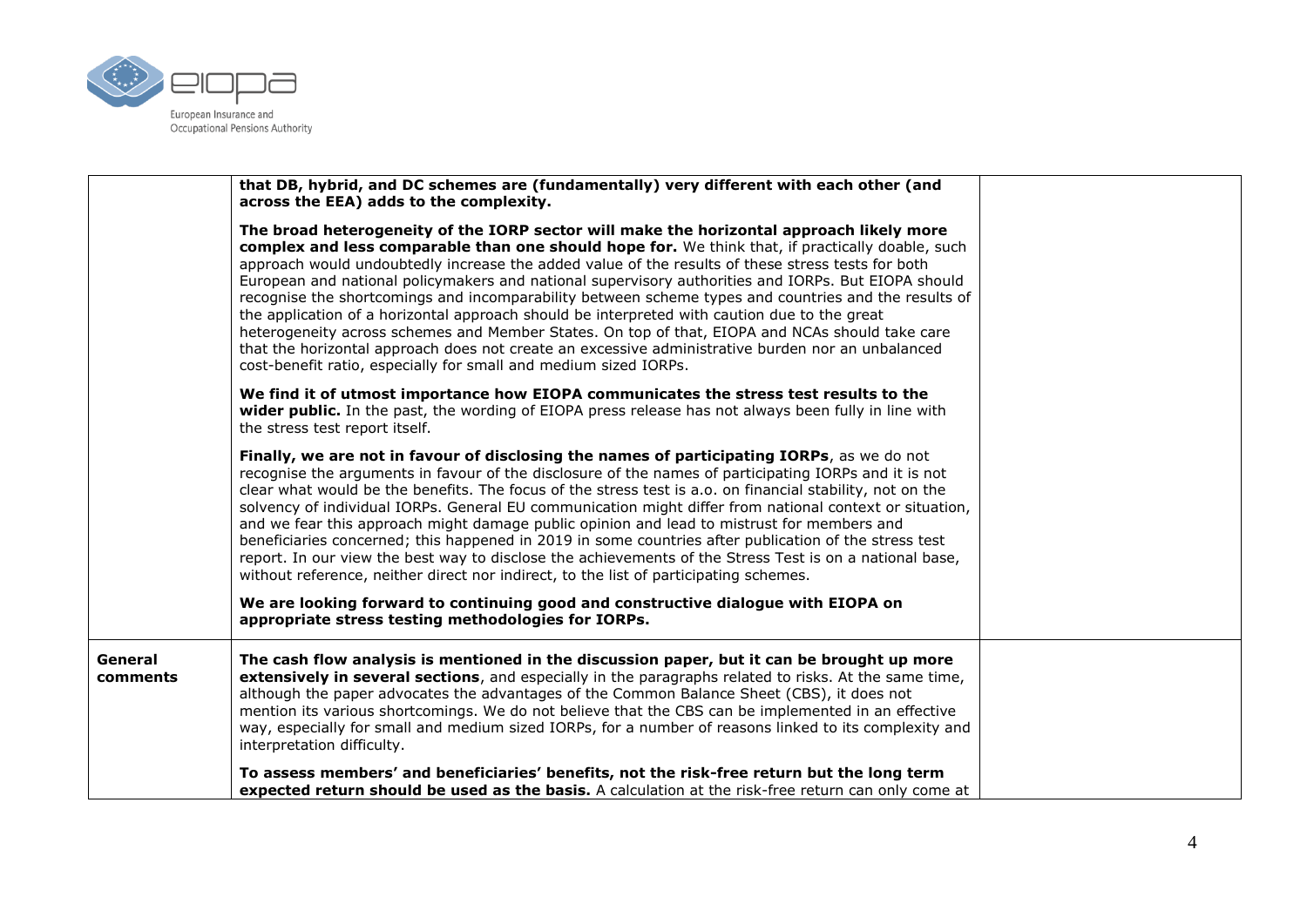| | | |
|---|---|---|
| | **that DB, hybrid, and DC schemes are (fundamentally) very different with each other (and across the EEA) adds to the complexity.**<br><br>**The broad heterogeneity of the IORP sector will make the horizontal approach likely more complex and less comparable than one should hope for.** We think that, if practically doable, such approach would undoubtedly increase the added value of the results of these stress tests for both European and national policymakers and national supervisory authorities and IORPs. But EIOPA should recognise the shortcomings and incomparability between scheme types and countries and the results of the application of a horizontal approach should be interpreted with caution due to the great heterogeneity across schemes and Member States. On top of that, EIOPA and NCAs should take care that the horizontal approach does not create an excessive administrative burden nor an unbalanced cost-benefit ratio, especially for small and medium sized IORPs.<br><br>**We find it of utmost importance how EIOPA communicates the stress test results to the wider public.** In the past, the wording of EIOPA press release has not always been fully in line with the stress test report itself.<br><br>**Finally, we are not in favour of disclosing the names of participating IORPs**, as we do not recognise the arguments in favour of the disclosure of the names of participating IORPs and it is not clear what would be the benefits. The focus of the stress test is a.o. on financial stability, not on the solvency of individual IORPs. General EU communication might differ from national context or situation, and we fear this approach might damage public opinion and lead to mistrust for members and beneficiaries concerned; this happened in 2019 in some countries after publication of the stress test report. In our view the best way to disclose the achievements of the Stress Test is on a national base, without reference, neither direct nor indirect, to the list of participating schemes.<br><br>**We are looking forward to continuing good and constructive dialogue with EIOPA on appropriate stress testing methodologies for IORPs.** | |
| **General comments** | **The cash flow analysis is mentioned in the discussion paper, but it can be brought up more extensively in several sections**, and especially in the paragraphs related to risks. At the same time, although the paper advocates the advantages of the Common Balance Sheet (CBS), it does not mention its various shortcomings. We do not believe that the CBS can be implemented in an effective way, especially for small and medium sized IORPs, for a number of reasons linked to its complexity and interpretation difficulty.<br><br>**To assess members' and beneficiaries' benefits, not the risk-free return but the long term expected return should be used as the basis.** A calculation at the risk-free return can only come at | |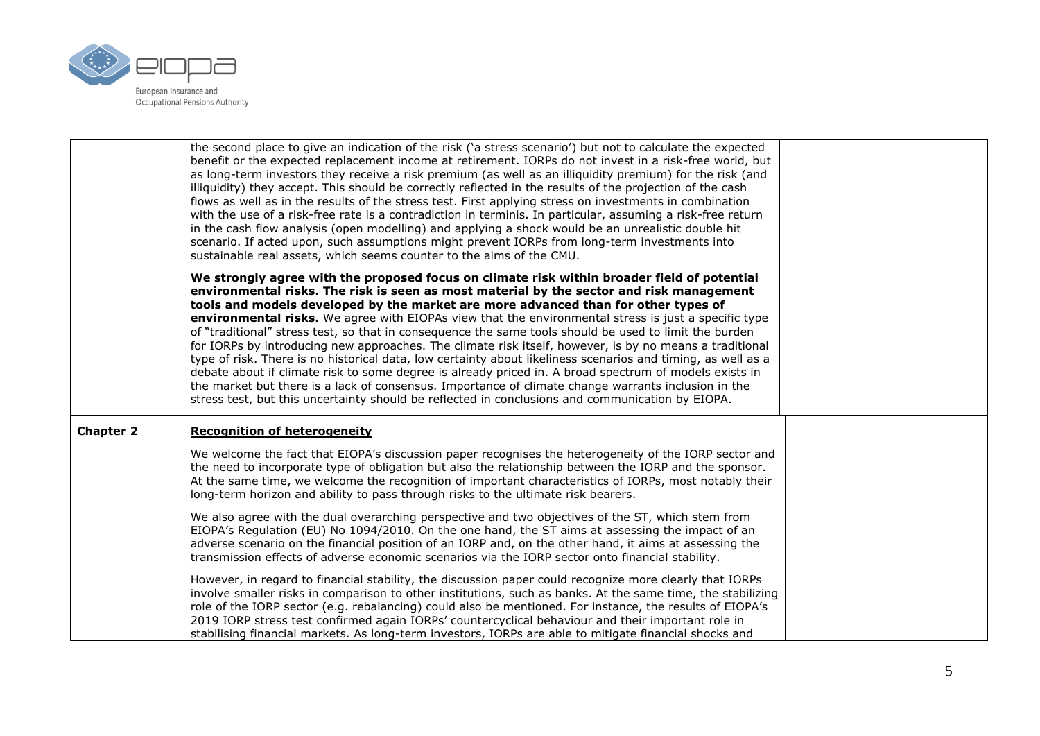| | | |
|---|---|---|
| | the second place to give an indication of the risk ('a stress scenario') but not to calculate the expected benefit or the expected replacement income at retirement. IORPs do not invest in a risk-free world, but as long-term investors they receive a risk premium (as well as an illiquidity premium) for the risk (and illiquidity) they accept. This should be correctly reflected in the results of the projection of the cash flows as well as in the results of the stress test. First applying stress on investments in combination with the use of a risk-free rate is a contradiction in terminis. In particular, assuming a risk-free return in the cash flow analysis (open modelling) and applying a shock would be an unrealistic double hit scenario. If acted upon, such assumptions might prevent IORPs from long-term investments into sustainable real assets, which seems counter to the aims of the CMU.<br><br>**We strongly agree with the proposed focus on climate risk within broader field of potential environmental risks. The risk is seen as most material by the sector and risk management tools and models developed by the market are more advanced than for other types of environmental risks.** We agree with EIOPAs view that the environmental stress is just a specific type of "traditional" stress test, so that in consequence the same tools should be used to limit the burden for IORPs by introducing new approaches. The climate risk itself, however, is by no means a traditional type of risk. There is no historical data, low certainty about likeliness scenarios and timing, as well as a debate about if climate risk to some degree is already priced in. A broad spectrum of models exists in the market but there is a lack of consensus. Importance of climate change warrants inclusion in the stress test, but this uncertainty should be reflected in conclusions and communication by EIOPA. | |
| **Chapter 2** | **Recognition of heterogeneity**<br><br>We welcome the fact that EIOPA's discussion paper recognises the heterogeneity of the IORP sector and the need to incorporate type of obligation but also the relationship between the IORP and the sponsor. At the same time, we welcome the recognition of important characteristics of IORPs, most notably their long-term horizon and ability to pass through risks to the ultimate risk bearers.<br><br>We also agree with the dual overarching perspective and two objectives of the ST, which stem from EIOPA's Regulation (EU) No 1094/2010. On the one hand, the ST aims at assessing the impact of an adverse scenario on the financial position of an IORP and, on the other hand, it aims at assessing the transmission effects of adverse economic scenarios via the IORP sector onto financial stability.<br><br>However, in regard to financial stability, the discussion paper could recognize more clearly that IORPs involve smaller risks in comparison to other institutions, such as banks. At the same time, the stabilizing role of the IORP sector (e.g. rebalancing) could also be mentioned. For instance, the results of EIOPA's 2019 IORP stress test confirmed again IORPs' countercyclical behaviour and their important role in stabilising financial markets. As long-term investors, IORPs are able to mitigate financial shocks and | |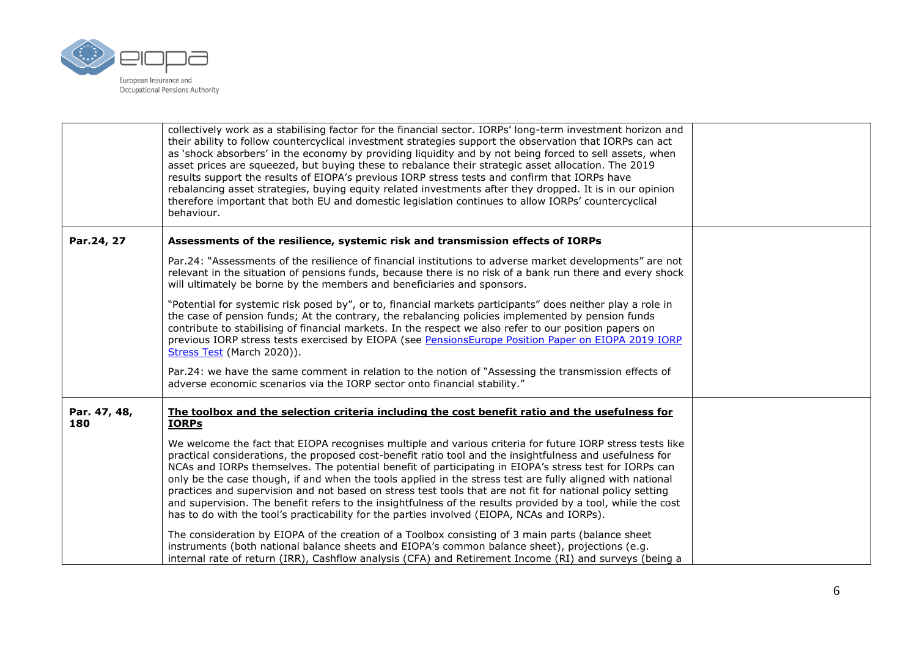| | | |
|---|---|---|
| | collectively work as a stabilising factor for the financial sector. IORPs' long-term investment horizon and their ability to follow countercyclical investment strategies support the observation that IORPs can act as 'shock absorbers' in the economy by providing liquidity and by not being forced to sell assets, when asset prices are squeezed, but buying these to rebalance their strategic asset allocation. The 2019 results support the results of EIOPA's previous IORP stress tests and confirm that IORPs have rebalancing asset strategies, buying equity related investments after they dropped. It is in our opinion therefore important that both EU and domestic legislation continues to allow IORPs' countercyclical behaviour. | |
| **Par.24, 27** | **Assessments of the resilience, systemic risk and transmission effects of IORPs**<br><br>Par.24: "Assessments of the resilience of financial institutions to adverse market developments" are not relevant in the situation of pensions funds, because there is no risk of a bank run there and every shock will ultimately be borne by the members and beneficiaries and sponsors.<br><br>"Potential for systemic risk posed by", or to, financial markets participants" does neither play a role in the case of pension funds; At the contrary, the rebalancing policies implemented by pension funds contribute to stabilising of financial markets. In the respect we also refer to our position papers on previous IORP stress tests exercised by EIOPA (see PensionsEurope Position Paper on EIOPA 2019 IORP Stress Test (March 2020)).<br><br>Par.24: we have the same comment in relation to the notion of "Assessing the transmission effects of adverse economic scenarios via the IORP sector onto financial stability." | |
| **Par. 47, 48, 180** | **The toolbox and the selection criteria including the cost benefit ratio and the usefulness for IORPs**<br><br>We welcome the fact that EIOPA recognises multiple and various criteria for future IORP stress tests like practical considerations, the proposed cost-benefit ratio tool and the insightfulness and usefulness for NCAs and IORPs themselves. The potential benefit of participating in EIOPA's stress test for IORPs can only be the case though, if and when the tools applied in the stress test are fully aligned with national practices and supervision and not based on stress test tools that are not fit for national policy setting and supervision. The benefit refers to the insightfulness of the results provided by a tool, while the cost has to do with the tool's practicability for the parties involved (EIOPA, NCAs and IORPs).<br><br>The consideration by EIOPA of the creation of a Toolbox consisting of 3 main parts (balance sheet instruments (both national balance sheets and EIOPA's common balance sheet), projections (e.g. internal rate of return (IRR), Cashflow analysis (CFA) and Retirement Income (RI) and surveys (being a | |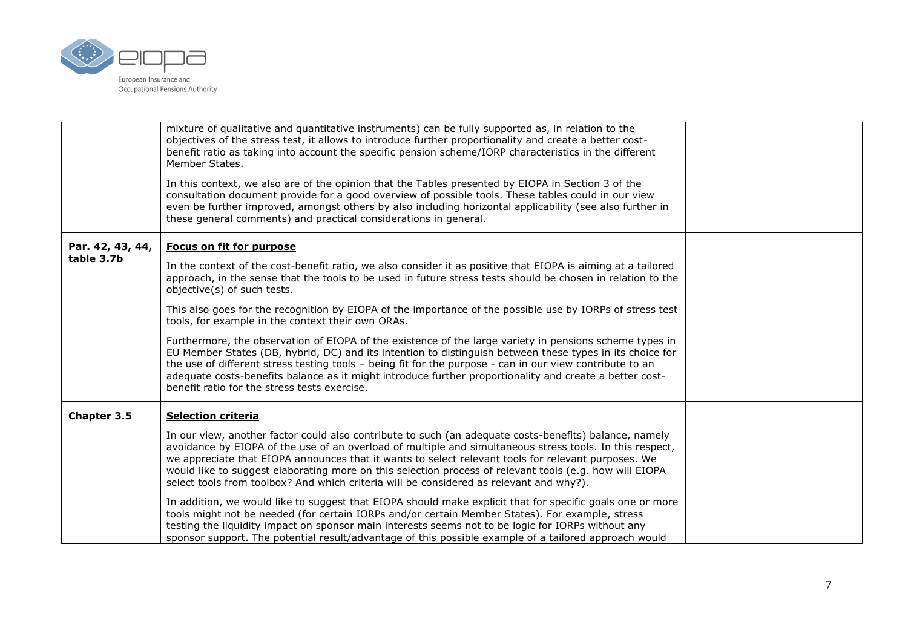| | | |
|---|---|---|
| | mixture of qualitative and quantitative instruments) can be fully supported as, in relation to the objectives of the stress test, it allows to introduce further proportionality and create a better cost-benefit ratio as taking into account the specific pension scheme/IORP characteristics in the different Member States.<br><br>In this context, we also are of the opinion that the Tables presented by EIOPA in Section 3 of the consultation document provide for a good overview of possible tools. These tables could in our view even be further improved, amongst others by also including horizontal applicability (see also further in these general comments) and practical considerations in general. | |
| **Par. 42, 43, 44, table 3.7b** | **<u>Focus on fit for purpose</u>**<br><br>In the context of the cost-benefit ratio, we also consider it as positive that EIOPA is aiming at a tailored approach, in the sense that the tools to be used in future stress tests should be chosen in relation to the objective(s) of such tests.<br><br>This also goes for the recognition by EIOPA of the importance of the possible use by IORPs of stress test tools, for example in the context their own ORAs.<br><br>Furthermore, the observation of EIOPA of the existence of the large variety in pensions scheme types in EU Member States (DB, hybrid, DC) and its intention to distinguish between these types in its choice for the use of different stress testing tools – being fit for the purpose - can in our view contribute to an adequate costs-benefits balance as it might introduce further proportionality and create a better cost-benefit ratio for the stress tests exercise. | |
| **Chapter 3.5** | **<u>Selection criteria</u>**<br><br>In our view, another factor could also contribute to such (an adequate costs-benefits) balance, namely avoidance by EIOPA of the use of an overload of multiple and simultaneous stress tools. In this respect, we appreciate that EIOPA announces that it wants to select relevant tools for relevant purposes. We would like to suggest elaborating more on this selection process of relevant tools (e.g. how will EIOPA select tools from toolbox? And which criteria will be considered as relevant and why?).<br><br>In addition, we would like to suggest that EIOPA should make explicit that for specific goals one or more tools might not be needed (for certain IORPs and/or certain Member States). For example, stress testing the liquidity impact on sponsor main interests seems not to be logic for IORPs without any sponsor support. The potential result/advantage of this possible example of a tailored approach would | |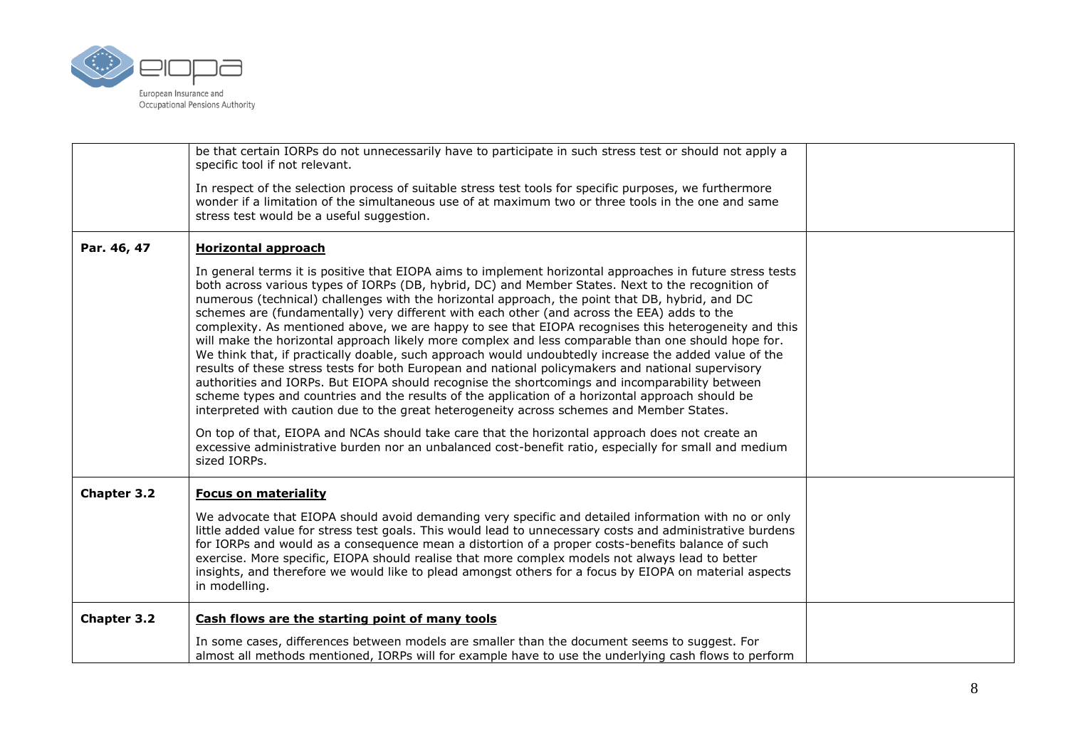| | | |
|---|---|---|
| | be that certain IORPs do not unnecessarily have to participate in such stress test or should not apply a specific tool if not relevant.<br><br>In respect of the selection process of suitable stress test tools for specific purposes, we furthermore wonder if a limitation of the simultaneous use of at maximum two or three tools in the one and same stress test would be a useful suggestion. | |
| **Par. 46, 47** | **<u>Horizontal approach</u>**<br><br>In general terms it is positive that EIOPA aims to implement horizontal approaches in future stress tests both across various types of IORPs (DB, hybrid, DC) and Member States. Next to the recognition of numerous (technical) challenges with the horizontal approach, the point that DB, hybrid, and DC schemes are (fundamentally) very different with each other (and across the EEA) adds to the complexity. As mentioned above, we are happy to see that EIOPA recognises this heterogeneity and this will make the horizontal approach likely more complex and less comparable than one should hope for. We think that, if practically doable, such approach would undoubtedly increase the added value of the results of these stress tests for both European and national policymakers and national supervisory authorities and IORPs. But EIOPA should recognise the shortcomings and incomparability between scheme types and countries and the results of the application of a horizontal approach should be interpreted with caution due to the great heterogeneity across schemes and Member States.<br><br>On top of that, EIOPA and NCAs should take care that the horizontal approach does not create an excessive administrative burden nor an unbalanced cost-benefit ratio, especially for small and medium sized IORPs. | |
| **Chapter 3.2** | **<u>Focus on materiality</u>**<br><br>We advocate that EIOPA should avoid demanding very specific and detailed information with no or only little added value for stress test goals. This would lead to unnecessary costs and administrative burdens for IORPs and would as a consequence mean a distortion of a proper costs-benefits balance of such exercise. More specific, EIOPA should realise that more complex models not always lead to better insights, and therefore we would like to plead amongst others for a focus by EIOPA on material aspects in modelling. | |
| **Chapter 3.2** | **<u>Cash flows are the starting point of many tools</u>**<br><br>In some cases, differences between models are smaller than the document seems to suggest. For almost all methods mentioned, IORPs will for example have to use the underlying cash flows to perform | |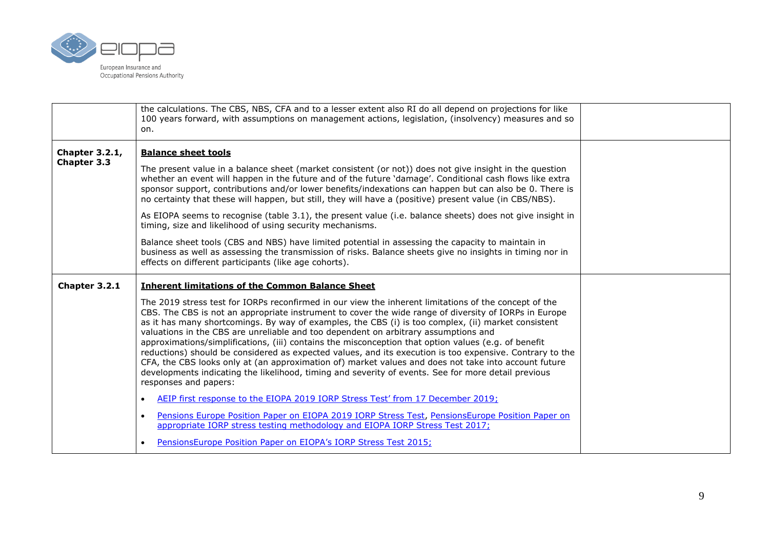| | | |
|---|---|---|
| | the calculations. The CBS, NBS, CFA and to a lesser extent also RI do all depend on projections for like 100 years forward, with assumptions on management actions, legislation, (insolvency) measures and so on. | |
| **Chapter 3.2.1, Chapter 3.3** | **<u>Balance sheet tools</u>**<br><br>The present value in a balance sheet (market consistent (or not)) does not give insight in the question whether an event will happen in the future and of the future 'damage'. Conditional cash flows like extra sponsor support, contributions and/or lower benefits/indexations can happen but can also be 0. There is no certainty that these will happen, but still, they will have a (positive) present value (in CBS/NBS).<br><br>As EIOPA seems to recognise (table 3.1), the present value (i.e. balance sheets) does not give insight in timing, size and likelihood of using security mechanisms.<br><br>Balance sheet tools (CBS and NBS) have limited potential in assessing the capacity to maintain in business as well as assessing the transmission of risks. Balance sheets give no insights in timing nor in effects on different participants (like age cohorts). | |
| **Chapter 3.2.1** | **<u>Inherent limitations of the Common Balance Sheet</u>**<br><br>The 2019 stress test for IORPs reconfirmed in our view the inherent limitations of the concept of the CBS. The CBS is not an appropriate instrument to cover the wide range of diversity of IORPs in Europe as it has many shortcomings. By way of examples, the CBS (i) is too complex, (ii) market consistent valuations in the CBS are unreliable and too dependent on arbitrary assumptions and approximations/simplifications, (iii) contains the misconception that option values (e.g. of benefit reductions) should be considered as expected values, and its execution is too expensive. Contrary to the CFA, the CBS looks only at (an approximation of) market values and does not take into account future developments indicating the likelihood, timing and severity of events. See for more detail previous responses and papers:<br><br>• AEIP first response to the EIOPA 2019 IORP Stress Test' from 17 December 2019;<br><br>• Pensions Europe Position Paper on EIOPA 2019 IORP Stress Test, PensionsEurope Position Paper on appropriate IORP stress testing methodology and EIOPA IORP Stress Test 2017;<br><br>• PensionsEurope Position Paper on EIOPA's IORP Stress Test 2015; | |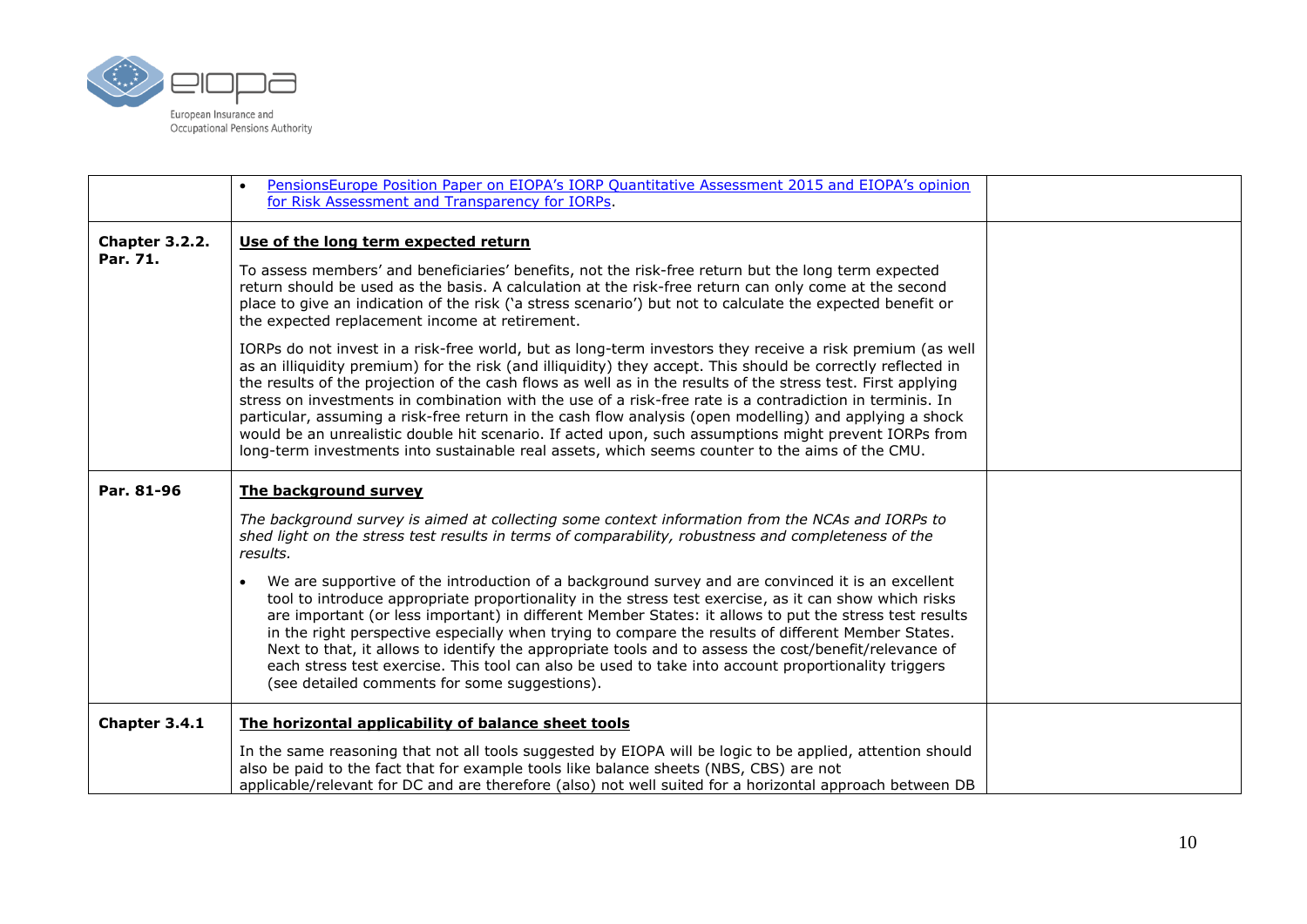| | | |
|---|---|---|
| | • [PensionsEurope Position Paper on EIOPA's IORP Quantitative Assessment 2015 and EIOPA's opinion for Risk Assessment and Transparency for IORPs](#). | |
| **Chapter 3.2.2. Par. 71.** | **<u>Use of the long term expected return</u>**<br><br>To assess members' and beneficiaries' benefits, not the risk-free return but the long term expected return should be used as the basis. A calculation at the risk-free return can only come at the second place to give an indication of the risk ('a stress scenario') but not to calculate the expected benefit or the expected replacement income at retirement.<br><br>IORPs do not invest in a risk-free world, but as long-term investors they receive a risk premium (as well as an illiquidity premium) for the risk (and illiquidity) they accept. This should be correctly reflected in the results of the projection of the cash flows as well as in the results of the stress test. First applying stress on investments in combination with the use of a risk-free rate is a contradiction in terminis. In particular, assuming a risk-free return in the cash flow analysis (open modelling) and applying a shock would be an unrealistic double hit scenario. If acted upon, such assumptions might prevent IORPs from long-term investments into sustainable real assets, which seems counter to the aims of the CMU. | |
| **Par. 81-96** | **<u>The background survey</u>**<br><br>*The background survey is aimed at collecting some context information from the NCAs and IORPs to shed light on the stress test results in terms of comparability, robustness and completeness of the results.*<br><br>• We are supportive of the introduction of a background survey and are convinced it is an excellent tool to introduce appropriate proportionality in the stress test exercise, as it can show which risks are important (or less important) in different Member States: it allows to put the stress test results in the right perspective especially when trying to compare the results of different Member States. Next to that, it allows to identify the appropriate tools and to assess the cost/benefit/relevance of each stress test exercise. This tool can also be used to take into account proportionality triggers (see detailed comments for some suggestions). | |
| **Chapter 3.4.1** | **<u>The horizontal applicability of balance sheet tools</u>**<br><br>In the same reasoning that not all tools suggested by EIOPA will be logic to be applied, attention should also be paid to the fact that for example tools like balance sheets (NBS, CBS) are not applicable/relevant for DC and are therefore (also) not well suited for a horizontal approach between DB | |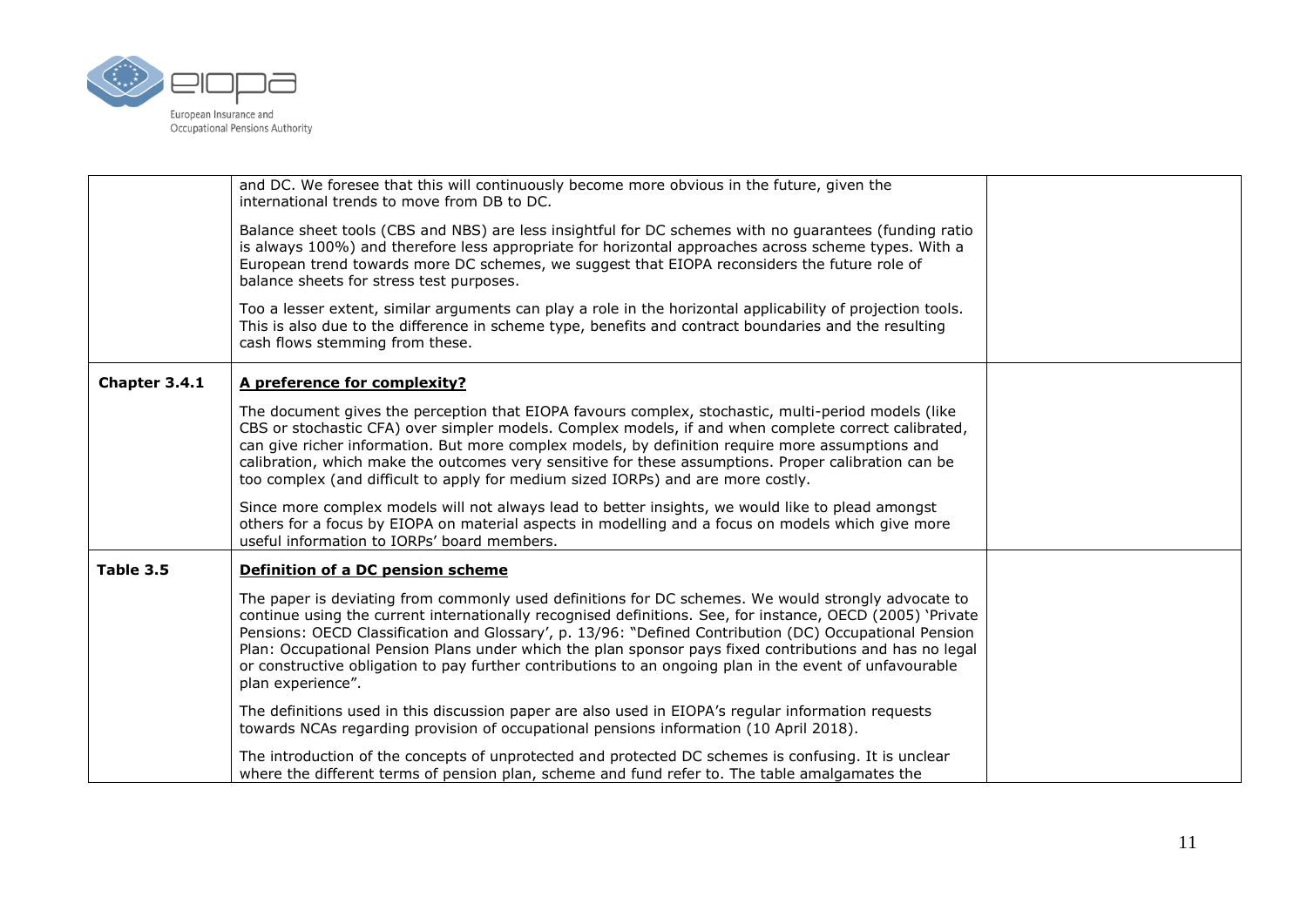| | | |
|---|---|---|
| | and DC. We foresee that this will continuously become more obvious in the future, given the international trends to move from DB to DC.<br><br>Balance sheet tools (CBS and NBS) are less insightful for DC schemes with no guarantees (funding ratio is always 100%) and therefore less appropriate for horizontal approaches across scheme types. With a European trend towards more DC schemes, we suggest that EIOPA reconsiders the future role of balance sheets for stress test purposes.<br><br>Too a lesser extent, similar arguments can play a role in the horizontal applicability of projection tools. This is also due to the difference in scheme type, benefits and contract boundaries and the resulting cash flows stemming from these. | |
| **Chapter 3.4.1** | **A preference for complexity?**<br><br>The document gives the perception that EIOPA favours complex, stochastic, multi-period models (like CBS or stochastic CFA) over simpler models. Complex models, if and when complete correct calibrated, can give richer information. But more complex models, by definition require more assumptions and calibration, which make the outcomes very sensitive for these assumptions. Proper calibration can be too complex (and difficult to apply for medium sized IORPs) and are more costly.<br><br>Since more complex models will not always lead to better insights, we would like to plead amongst others for a focus by EIOPA on material aspects in modelling and a focus on models which give more useful information to IORPs' board members. | |
| **Table 3.5** | **Definition of a DC pension scheme**<br><br>The paper is deviating from commonly used definitions for DC schemes. We would strongly advocate to continue using the current internationally recognised definitions. See, for instance, OECD (2005) 'Private Pensions: OECD Classification and Glossary', p. 13/96: "Defined Contribution (DC) Occupational Pension Plan: Occupational Pension Plans under which the plan sponsor pays fixed contributions and has no legal or constructive obligation to pay further contributions to an ongoing plan in the event of unfavourable plan experience".<br><br>The definitions used in this discussion paper are also used in EIOPA's regular information requests towards NCAs regarding provision of occupational pensions information (10 April 2018).<br><br>The introduction of the concepts of unprotected and protected DC schemes is confusing. It is unclear where the different terms of pension plan, scheme and fund refer to. The table amalgamates the | |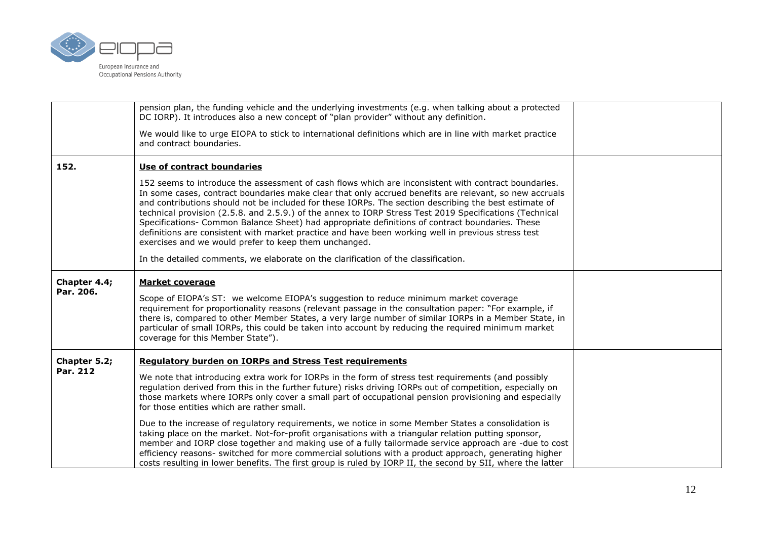| | | |
|---|---|---|
| | pension plan, the funding vehicle and the underlying investments (e.g. when talking about a protected DC IORP). It introduces also a new concept of "plan provider" without any definition.<br><br>We would like to urge EIOPA to stick to international definitions which are in line with market practice and contract boundaries. | |
| **152.** | **Use of contract boundaries**<br><br>152 seems to introduce the assessment of cash flows which are inconsistent with contract boundaries. In some cases, contract boundaries make clear that only accrued benefits are relevant, so new accruals and contributions should not be included for these IORPs. The section describing the best estimate of technical provision (2.5.8. and 2.5.9.) of the annex to IORP Stress Test 2019 Specifications (Technical Specifications- Common Balance Sheet) had appropriate definitions of contract boundaries. These definitions are consistent with market practice and have been working well in previous stress test exercises and we would prefer to keep them unchanged.<br><br>In the detailed comments, we elaborate on the clarification of the classification. | |
| **Chapter 4.4; Par. 206.** | **Market coverage**<br><br>Scope of EIOPA's ST: we welcome EIOPA's suggestion to reduce minimum market coverage requirement for proportionality reasons (relevant passage in the consultation paper: "For example, if there is, compared to other Member States, a very large number of similar IORPs in a Member State, in particular of small IORPs, this could be taken into account by reducing the required minimum market coverage for this Member State"). | |
| **Chapter 5.2; Par. 212** | **Regulatory burden on IORPs and Stress Test requirements**<br><br>We note that introducing extra work for IORPs in the form of stress test requirements (and possibly regulation derived from this in the further future) risks driving IORPs out of competition, especially on those markets where IORPs only cover a small part of occupational pension provisioning and especially for those entities which are rather small.<br><br>Due to the increase of regulatory requirements, we notice in some Member States a consolidation is taking place on the market. Not-for-profit organisations with a triangular relation putting sponsor, member and IORP close together and making use of a fully tailormade service approach are -due to cost efficiency reasons- switched for more commercial solutions with a product approach, generating higher costs resulting in lower benefits. The first group is ruled by IORP II, the second by SII, where the latter | |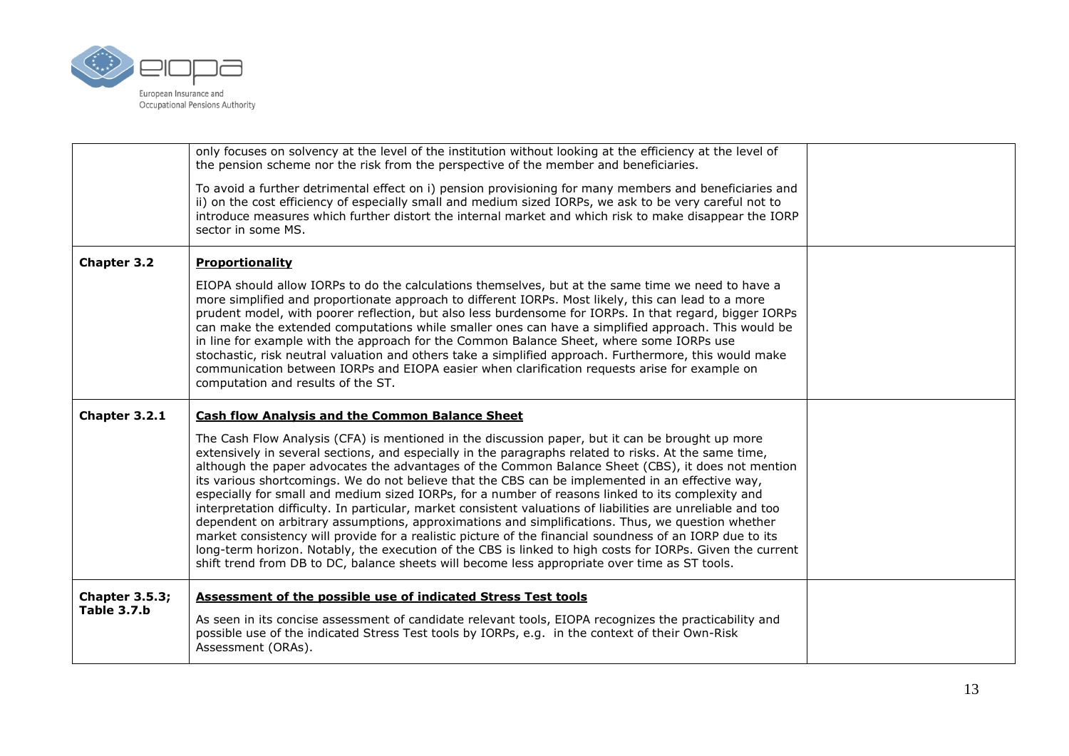| | | |
|---|---|---|
| | only focuses on solvency at the level of the institution without looking at the efficiency at the level of the pension scheme nor the risk from the perspective of the member and beneficiaries.<br><br>To avoid a further detrimental effect on i) pension provisioning for many members and beneficiaries and ii) on the cost efficiency of especially small and medium sized IORPs, we ask to be very careful not to introduce measures which further distort the internal market and which risk to make disappear the IORP sector in some MS. | |
| **Chapter 3.2** | **<u>Proportionality</u>**<br><br>EIOPA should allow IORPs to do the calculations themselves, but at the same time we need to have a more simplified and proportionate approach to different IORPs. Most likely, this can lead to a more prudent model, with poorer reflection, but also less burdensome for IORPs. In that regard, bigger IORPs can make the extended computations while smaller ones can have a simplified approach. This would be in line for example with the approach for the Common Balance Sheet, where some IORPs use stochastic, risk neutral valuation and others take a simplified approach. Furthermore, this would make communication between IORPs and EIOPA easier when clarification requests arise for example on computation and results of the ST. | |
| **Chapter 3.2.1** | **<u>Cash flow Analysis and the Common Balance Sheet</u>**<br><br>The Cash Flow Analysis (CFA) is mentioned in the discussion paper, but it can be brought up more extensively in several sections, and especially in the paragraphs related to risks. At the same time, although the paper advocates the advantages of the Common Balance Sheet (CBS), it does not mention its various shortcomings. We do not believe that the CBS can be implemented in an effective way, especially for small and medium sized IORPs, for a number of reasons linked to its complexity and interpretation difficulty. In particular, market consistent valuations of liabilities are unreliable and too dependent on arbitrary assumptions, approximations and simplifications. Thus, we question whether market consistency will provide for a realistic picture of the financial soundness of an IORP due to its long-term horizon. Notably, the execution of the CBS is linked to high costs for IORPs. Given the current shift trend from DB to DC, balance sheets will become less appropriate over time as ST tools. | |
| **Chapter 3.5.3; Table 3.7.b** | **<u>Assessment of the possible use of indicated Stress Test tools</u>**<br><br>As seen in its concise assessment of candidate relevant tools, EIOPA recognizes the practicability and possible use of the indicated Stress Test tools by IORPs, e.g. in the context of their Own-Risk Assessment (ORAs). | |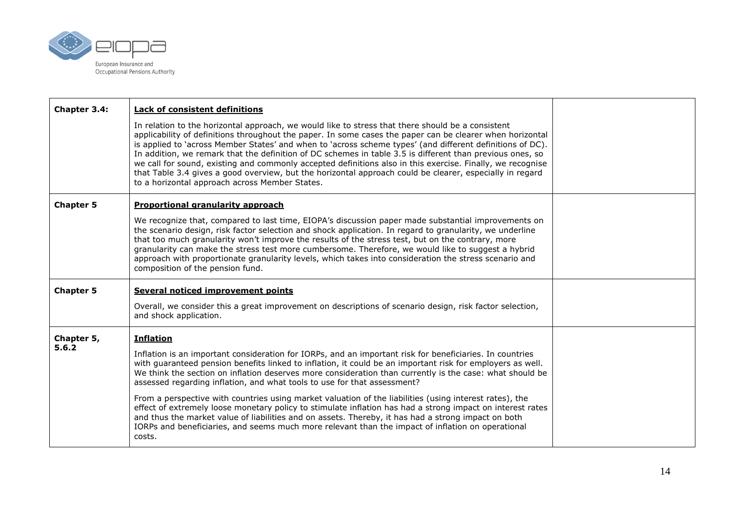| Chapter 3.4: | **Lack of consistent definitions**<br><br>In relation to the horizontal approach, we would like to stress that there should be a consistent applicability of definitions throughout the paper. In some cases the paper can be clearer when horizontal is applied to 'across Member States' and when to 'across scheme types' (and different definitions of DC). In addition, we remark that the definition of DC schemes in table 3.5 is different than previous ones, so we call for sound, existing and commonly accepted definitions also in this exercise. Finally, we recognise that Table 3.4 gives a good overview, but the horizontal approach could be clearer, especially in regard to a horizontal approach across Member States. | |
|---|---|---|
| **Chapter 5** | **Proportional granularity approach**<br><br>We recognize that, compared to last time, EIOPA's discussion paper made substantial improvements on the scenario design, risk factor selection and shock application. In regard to granularity, we underline that too much granularity won't improve the results of the stress test, but on the contrary, more granularity can make the stress test more cumbersome. Therefore, we would like to suggest a hybrid approach with proportionate granularity levels, which takes into consideration the stress scenario and composition of the pension fund. | |
| **Chapter 5** | **Several noticed improvement points**<br><br>Overall, we consider this a great improvement on descriptions of scenario design, risk factor selection, and shock application. | |
| **Chapter 5, 5.6.2** | **Inflation**<br><br>Inflation is an important consideration for IORPs, and an important risk for beneficiaries. In countries with guaranteed pension benefits linked to inflation, it could be an important risk for employers as well. We think the section on inflation deserves more consideration than currently is the case: what should be assessed regarding inflation, and what tools to use for that assessment?<br><br>From a perspective with countries using market valuation of the liabilities (using interest rates), the effect of extremely loose monetary policy to stimulate inflation has had a strong impact on interest rates and thus the market value of liabilities and on assets. Thereby, it has had a strong impact on both IORPs and beneficiaries, and seems much more relevant than the impact of inflation on operational costs. | |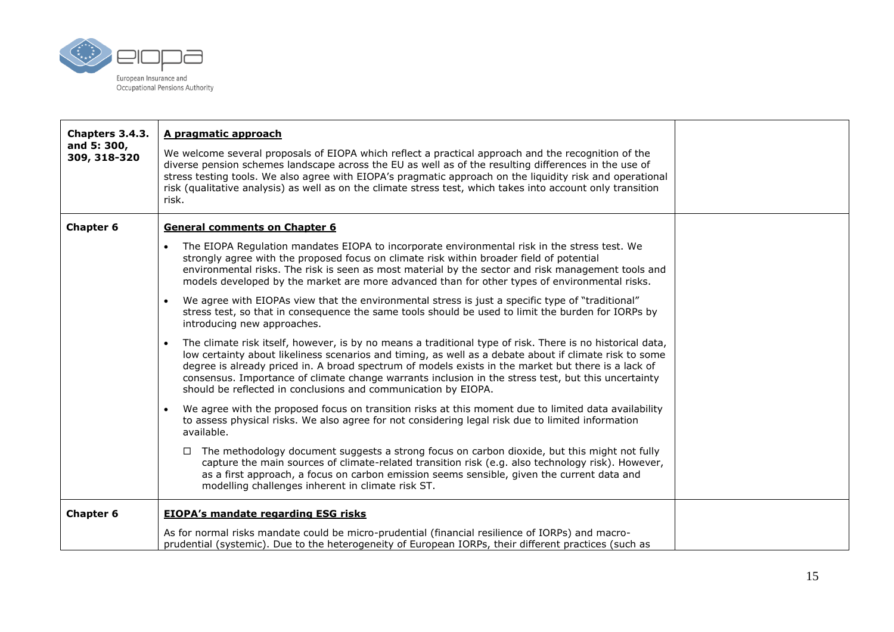| | | |
|---|---|---|
| **Chapters 3.4.3. and 5: 300, 309, 318-320** | **A pragmatic approach**<br><br>We welcome several proposals of EIOPA which reflect a practical approach and the recognition of the diverse pension schemes landscape across the EU as well as of the resulting differences in the use of stress testing tools. We also agree with EIOPA's pragmatic approach on the liquidity risk and operational risk (qualitative analysis) as well as on the climate stress test, which takes into account only transition risk. | |
| **Chapter 6** | **General comments on Chapter 6**<br><br>• The EIOPA Regulation mandates EIOPA to incorporate environmental risk in the stress test. We strongly agree with the proposed focus on climate risk within broader field of potential environmental risks. The risk is seen as most material by the sector and risk management tools and models developed by the market are more advanced than for other types of environmental risks.<br><br>• We agree with EIOPAs view that the environmental stress is just a specific type of "traditional" stress test, so that in consequence the same tools should be used to limit the burden for IORPs by introducing new approaches.<br><br>• The climate risk itself, however, is by no means a traditional type of risk. There is no historical data, low certainty about likeliness scenarios and timing, as well as a debate about if climate risk to some degree is already priced in. A broad spectrum of models exists in the market but there is a lack of consensus. Importance of climate change warrants inclusion in the stress test, but this uncertainty should be reflected in conclusions and communication by EIOPA.<br><br>• We agree with the proposed focus on transition risks at this moment due to limited data availability to assess physical risks. We also agree for not considering legal risk due to limited information available.<br><br>  ◻ The methodology document suggests a strong focus on carbon dioxide, but this might not fully capture the main sources of climate-related transition risk (e.g. also technology risk). However, as a first approach, a focus on carbon emission seems sensible, given the current data and modelling challenges inherent in climate risk ST. | |
| **Chapter 6** | **EIOPA's mandate regarding ESG risks**<br><br>As for normal risks mandate could be micro-prudential (financial resilience of IORPs) and macro-prudential (systemic). Due to the heterogeneity of European IORPs, their different practices (such as | |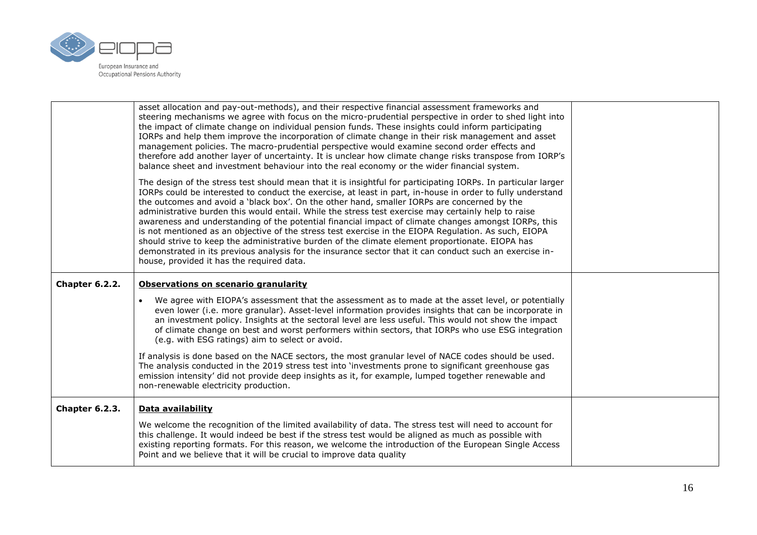| | | |
|---|---|---|
| | asset allocation and pay-out-methods), and their respective financial assessment frameworks and steering mechanisms we agree with focus on the micro-prudential perspective in order to shed light into the impact of climate change on individual pension funds. These insights could inform participating IORPs and help them improve the incorporation of climate change in their risk management and asset management policies. The macro-prudential perspective would examine second order effects and therefore add another layer of uncertainty. It is unclear how climate change risks transpose from IORP's balance sheet and investment behaviour into the real economy or the wider financial system.<br><br>The design of the stress test should mean that it is insightful for participating IORPs. In particular larger IORPs could be interested to conduct the exercise, at least in part, in-house in order to fully understand the outcomes and avoid a 'black box'. On the other hand, smaller IORPs are concerned by the administrative burden this would entail. While the stress test exercise may certainly help to raise awareness and understanding of the potential financial impact of climate changes amongst IORPs, this is not mentioned as an objective of the stress test exercise in the EIOPA Regulation. As such, EIOPA should strive to keep the administrative burden of the climate element proportionate. EIOPA has demonstrated in its previous analysis for the insurance sector that it can conduct such an exercise in-house, provided it has the required data. | |
| **Chapter 6.2.2.** | **Observations on scenario granularity**<br><br>• We agree with EIOPA's assessment that the assessment as to made at the asset level, or potentially even lower (i.e. more granular). Asset-level information provides insights that can be incorporate in an investment policy. Insights at the sectoral level are less useful. This would not show the impact of climate change on best and worst performers within sectors, that IORPs who use ESG integration (e.g. with ESG ratings) aim to select or avoid.<br><br>If analysis is done based on the NACE sectors, the most granular level of NACE codes should be used. The analysis conducted in the 2019 stress test into 'investments prone to significant greenhouse gas emission intensity' did not provide deep insights as it, for example, lumped together renewable and non-renewable electricity production. | |
| **Chapter 6.2.3.** | **Data availability**<br><br>We welcome the recognition of the limited availability of data. The stress test will need to account for this challenge. It would indeed be best if the stress test would be aligned as much as possible with existing reporting formats. For this reason, we welcome the introduction of the European Single Access Point and we believe that it will be crucial to improve data quality | |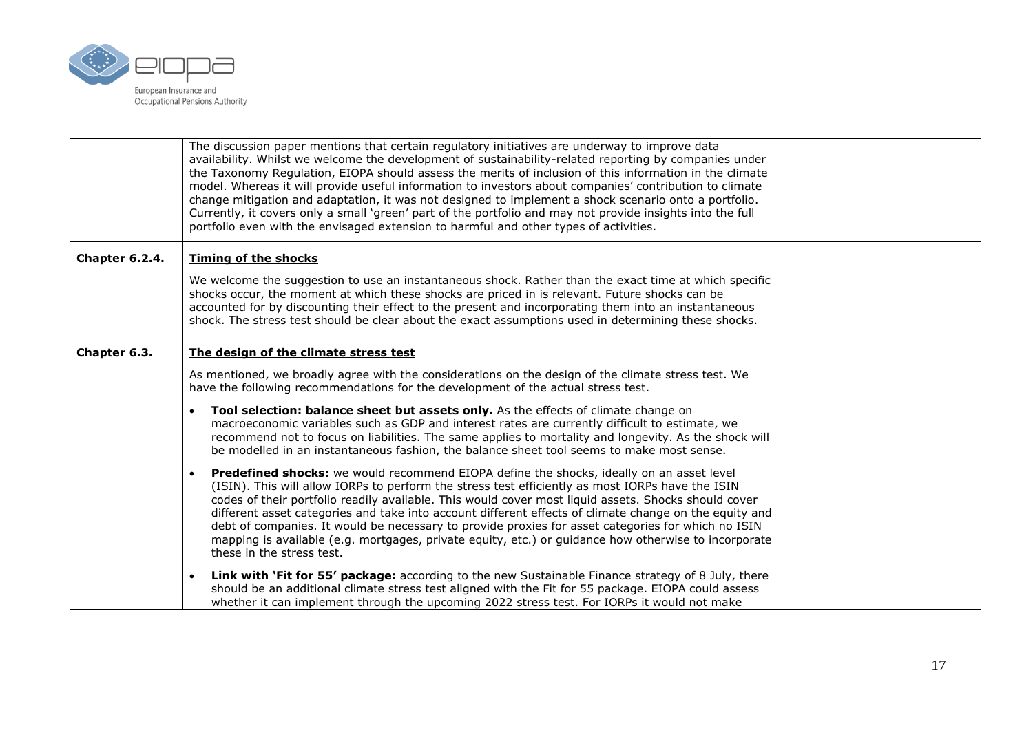| | | |
|---|---|---|
| | The discussion paper mentions that certain regulatory initiatives are underway to improve data availability. Whilst we welcome the development of sustainability-related reporting by companies under the Taxonomy Regulation, EIOPA should assess the merits of inclusion of this information in the climate model. Whereas it will provide useful information to investors about companies' contribution to climate change mitigation and adaptation, it was not designed to implement a shock scenario onto a portfolio. Currently, it covers only a small 'green' part of the portfolio and may not provide insights into the full portfolio even with the envisaged extension to harmful and other types of activities. | |
| **Chapter 6.2.4.** | <u>**Timing of the shocks**</u><br><br>We welcome the suggestion to use an instantaneous shock. Rather than the exact time at which specific shocks occur, the moment at which these shocks are priced in is relevant. Future shocks can be accounted for by discounting their effect to the present and incorporating them into an instantaneous shock. The stress test should be clear about the exact assumptions used in determining these shocks. | |
| **Chapter 6.3.** | <u>**The design of the climate stress test**</u><br><br>As mentioned, we broadly agree with the considerations on the design of the climate stress test. We have the following recommendations for the development of the actual stress test.<br><br>• **Tool selection: balance sheet but assets only.** As the effects of climate change on macroeconomic variables such as GDP and interest rates are currently difficult to estimate, we recommend not to focus on liabilities. The same applies to mortality and longevity. As the shock will be modelled in an instantaneous fashion, the balance sheet tool seems to make most sense.<br><br>• **Predefined shocks:** we would recommend EIOPA define the shocks, ideally on an asset level (ISIN). This will allow IORPs to perform the stress test efficiently as most IORPs have the ISIN codes of their portfolio readily available. This would cover most liquid assets. Shocks should cover different asset categories and take into account different effects of climate change on the equity and debt of companies. It would be necessary to provide proxies for asset categories for which no ISIN mapping is available (e.g. mortgages, private equity, etc.) or guidance how otherwise to incorporate these in the stress test.<br><br>• **Link with 'Fit for 55' package:** according to the new Sustainable Finance strategy of 8 July, there should be an additional climate stress test aligned with the Fit for 55 package. EIOPA could assess whether it can implement through the upcoming 2022 stress test. For IORPs it would not make | |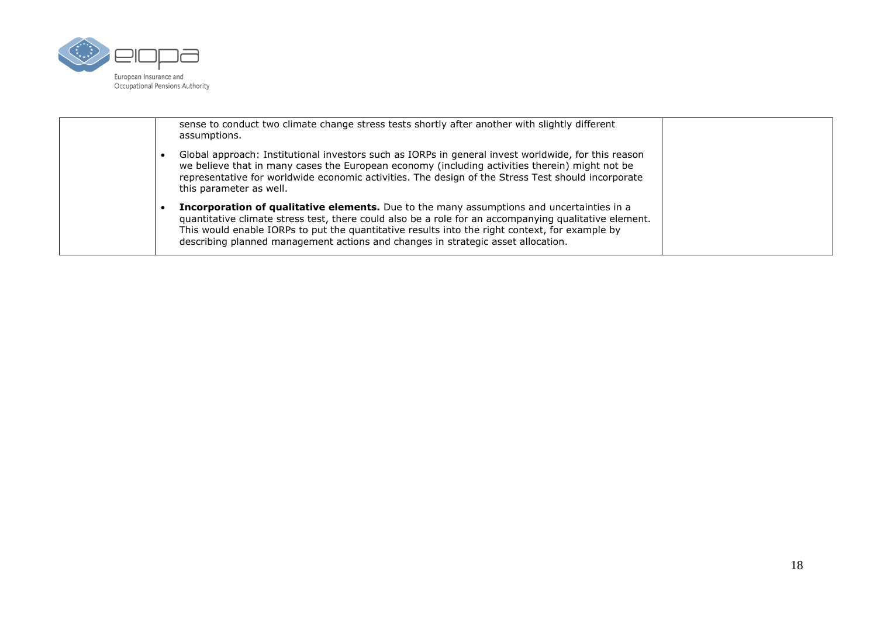|  |  |  |
|---|---|---|
|  | sense to conduct two climate change stress tests shortly after another with slightly different assumptions.<br><br>• Global approach: Institutional investors such as IORPs in general invest worldwide, for this reason we believe that in many cases the European economy (including activities therein) might not be representative for worldwide economic activities. The design of the Stress Test should incorporate this parameter as well.<br><br>• **Incorporation of qualitative elements.** Due to the many assumptions and uncertainties in a quantitative climate stress test, there could also be a role for an accompanying qualitative element. This would enable IORPs to put the quantitative results into the right context, for example by describing planned management actions and changes in strategic asset allocation. |  |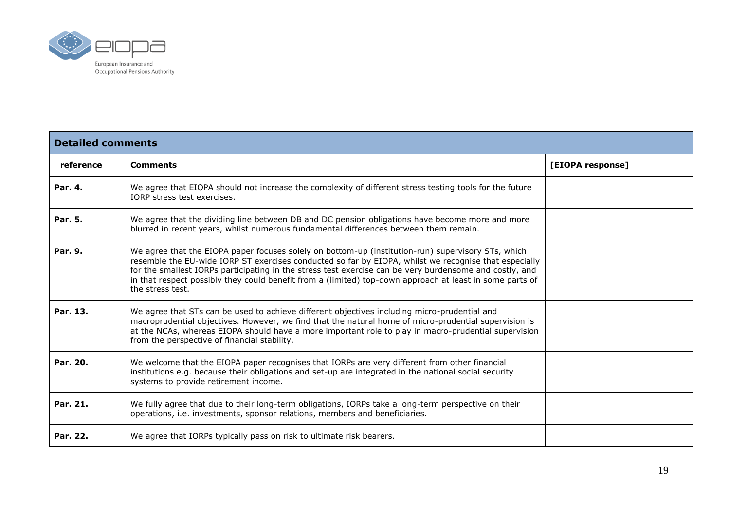| **Detailed comments** | | |
|---|---|---|
| **reference** | **Comments** | **[EIOPA response]** |
| **Par. 4.** | We agree that EIOPA should not increase the complexity of different stress testing tools for the future IORP stress test exercises. | |
| **Par. 5.** | We agree that the dividing line between DB and DC pension obligations have become more and more blurred in recent years, whilst numerous fundamental differences between them remain. | |
| **Par. 9.** | We agree that the EIOPA paper focuses solely on bottom-up (institution-run) supervisory STs, which resemble the EU-wide IORP ST exercises conducted so far by EIOPA, whilst we recognise that especially for the smallest IORPs participating in the stress test exercise can be very burdensome and costly, and in that respect possibly they could benefit from a (limited) top-down approach at least in some parts of the stress test. | |
| **Par. 13.** | We agree that STs can be used to achieve different objectives including micro-prudential and macroprudential objectives. However, we find that the natural home of micro-prudential supervision is at the NCAs, whereas EIOPA should have a more important role to play in macro-prudential supervision from the perspective of financial stability. | |
| **Par. 20.** | We welcome that the EIOPA paper recognises that IORPs are very different from other financial institutions e.g. because their obligations and set-up are integrated in the national social security systems to provide retirement income. | |
| **Par. 21.** | We fully agree that due to their long-term obligations, IORPs take a long-term perspective on their operations, i.e. investments, sponsor relations, members and beneficiaries. | |
| **Par. 22.** | We agree that IORPs typically pass on risk to ultimate risk bearers. | |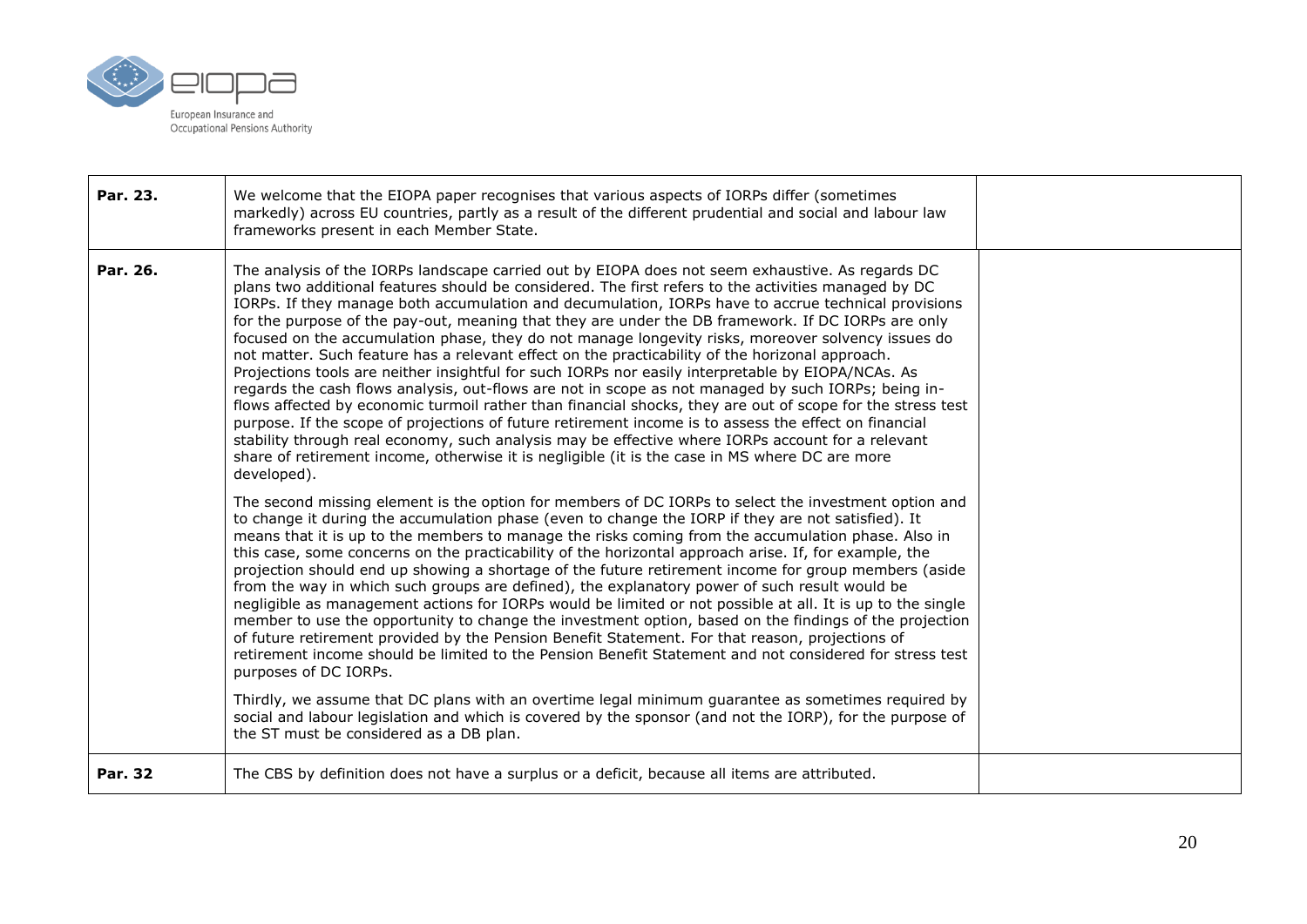| | | |
|---|---|---|
| **Par. 23.** | We welcome that the EIOPA paper recognises that various aspects of IORPs differ (sometimes markedly) across EU countries, partly as a result of the different prudential and social and labour law frameworks present in each Member State. | |
| **Par. 26.** | The analysis of the IORPs landscape carried out by EIOPA does not seem exhaustive. As regards DC plans two additional features should be considered. The first refers to the activities managed by DC IORPs. If they manage both accumulation and decumulation, IORPs have to accrue technical provisions for the purpose of the pay-out, meaning that they are under the DB framework. If DC IORPs are only focused on the accumulation phase, they do not manage longevity risks, moreover solvency issues do not matter. Such feature has a relevant effect on the practicability of the horizonal approach. Projections tools are neither insightful for such IORPs nor easily interpretable by EIOPA/NCAs. As regards the cash flows analysis, out-flows are not in scope as not managed by such IORPs; being in-flows affected by economic turmoil rather than financial shocks, they are out of scope for the stress test purpose. If the scope of projections of future retirement income is to assess the effect on financial stability through real economy, such analysis may be effective where IORPs account for a relevant share of retirement income, otherwise it is negligible (it is the case in MS where DC are more developed).<br><br>The second missing element is the option for members of DC IORPs to select the investment option and to change it during the accumulation phase (even to change the IORP if they are not satisfied). It means that it is up to the members to manage the risks coming from the accumulation phase. Also in this case, some concerns on the practicability of the horizontal approach arise. If, for example, the projection should end up showing a shortage of the future retirement income for group members (aside from the way in which such groups are defined), the explanatory power of such result would be negligible as management actions for IORPs would be limited or not possible at all. It is up to the single member to use the opportunity to change the investment option, based on the findings of the projection of future retirement provided by the Pension Benefit Statement. For that reason, projections of retirement income should be limited to the Pension Benefit Statement and not considered for stress test purposes of DC IORPs.<br><br>Thirdly, we assume that DC plans with an overtime legal minimum guarantee as sometimes required by social and labour legislation and which is covered by the sponsor (and not the IORP), for the purpose of the ST must be considered as a DB plan. | |
| **Par. 32** | The CBS by definition does not have a surplus or a deficit, because all items are attributed. | |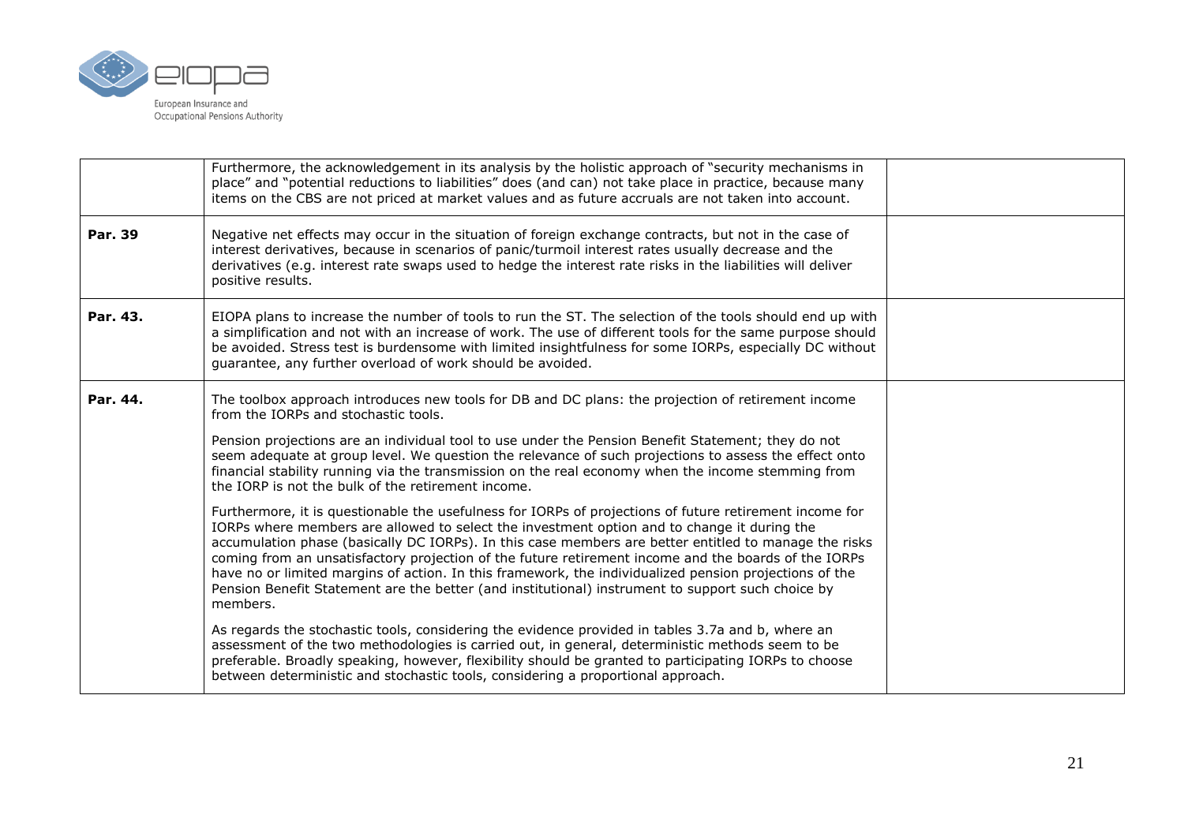|  |  |  |
|---|---|---|
|  | Furthermore, the acknowledgement in its analysis by the holistic approach of "security mechanisms in place" and "potential reductions to liabilities" does (and can) not take place in practice, because many items on the CBS are not priced at market values and as future accruals are not taken into account. |  |
| **Par. 39** | Negative net effects may occur in the situation of foreign exchange contracts, but not in the case of interest derivatives, because in scenarios of panic/turmoil interest rates usually decrease and the derivatives (e.g. interest rate swaps used to hedge the interest rate risks in the liabilities will deliver positive results. |  |
| **Par. 43.** | EIOPA plans to increase the number of tools to run the ST. The selection of the tools should end up with a simplification and not with an increase of work. The use of different tools for the same purpose should be avoided. Stress test is burdensome with limited insightfulness for some IORPs, especially DC without guarantee, any further overload of work should be avoided. |  |
| **Par. 44.** | The toolbox approach introduces new tools for DB and DC plans: the projection of retirement income from the IORPs and stochastic tools.<br><br>Pension projections are an individual tool to use under the Pension Benefit Statement; they do not seem adequate at group level. We question the relevance of such projections to assess the effect onto financial stability running via the transmission on the real economy when the income stemming from the IORP is not the bulk of the retirement income.<br><br>Furthermore, it is questionable the usefulness for IORPs of projections of future retirement income for IORPs where members are allowed to select the investment option and to change it during the accumulation phase (basically DC IORPs). In this case members are better entitled to manage the risks coming from an unsatisfactory projection of the future retirement income and the boards of the IORPs have no or limited margins of action. In this framework, the individualized pension projections of the Pension Benefit Statement are the better (and institutional) instrument to support such choice by members.<br><br>As regards the stochastic tools, considering the evidence provided in tables 3.7a and b, where an assessment of the two methodologies is carried out, in general, deterministic methods seem to be preferable. Broadly speaking, however, flexibility should be granted to participating IORPs to choose between deterministic and stochastic tools, considering a proportional approach. |  |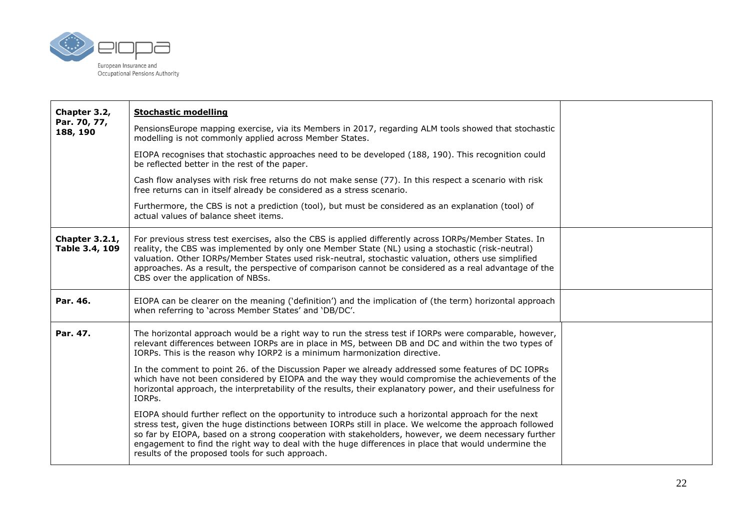| | | |
|---|---|---|
| **Chapter 3.2, Par. 70, 77, 188, 190** | **Stochastic modelling**<br><br>PensionsEurope mapping exercise, via its Members in 2017, regarding ALM tools showed that stochastic modelling is not commonly applied across Member States.<br><br>EIOPA recognises that stochastic approaches need to be developed (188, 190). This recognition could be reflected better in the rest of the paper.<br><br>Cash flow analyses with risk free returns do not make sense (77). In this respect a scenario with risk free returns can in itself already be considered as a stress scenario.<br><br>Furthermore, the CBS is not a prediction (tool), but must be considered as an explanation (tool) of actual values of balance sheet items. | |
| **Chapter 3.2.1, Table 3.4, 109** | For previous stress test exercises, also the CBS is applied differently across IORPs/Member States. In reality, the CBS was implemented by only one Member State (NL) using a stochastic (risk-neutral) valuation. Other IORPs/Member States used risk-neutral, stochastic valuation, others use simplified approaches. As a result, the perspective of comparison cannot be considered as a real advantage of the CBS over the application of NBSs. | |
| **Par. 46.** | EIOPA can be clearer on the meaning ('definition') and the implication of (the term) horizontal approach when referring to 'across Member States' and 'DB/DC'. | |
| **Par. 47.** | The horizontal approach would be a right way to run the stress test if IORPs were comparable, however, relevant differences between IORPs are in place in MS, between DB and DC and within the two types of IORPs. This is the reason why IORP2 is a minimum harmonization directive.<br><br>In the comment to point 26. of the Discussion Paper we already addressed some features of DC IOPRs which have not been considered by EIOPA and the way they would compromise the achievements of the horizontal approach, the interpretability of the results, their explanatory power, and their usefulness for IORPs.<br><br>EIOPA should further reflect on the opportunity to introduce such a horizontal approach for the next stress test, given the huge distinctions between IORPs still in place. We welcome the approach followed so far by EIOPA, based on a strong cooperation with stakeholders, however, we deem necessary further engagement to find the right way to deal with the huge differences in place that would undermine the results of the proposed tools for such approach. | |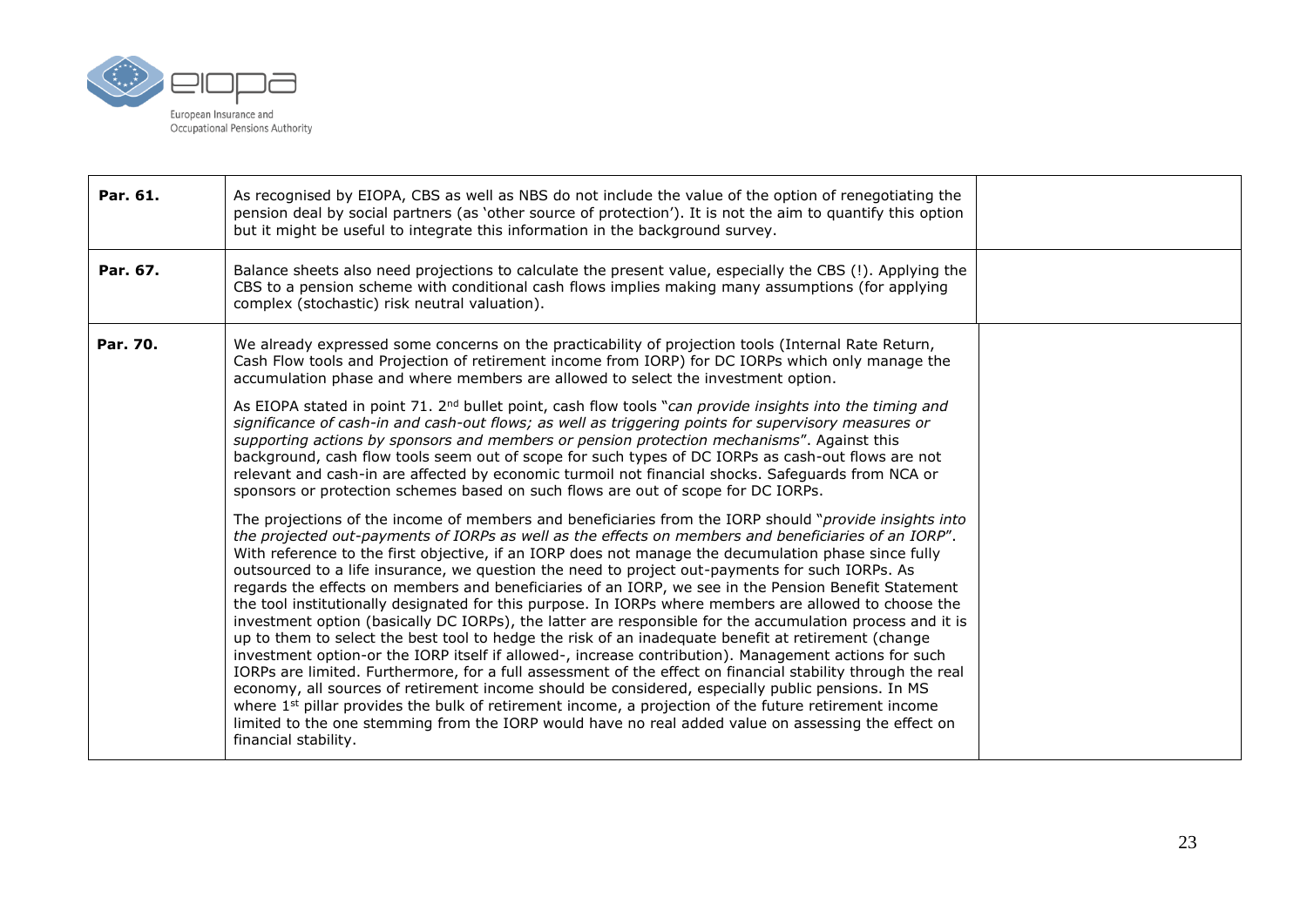| | | |
|---|---|---|
| **Par. 61.** | As recognised by EIOPA, CBS as well as NBS do not include the value of the option of renegotiating the pension deal by social partners (as 'other source of protection'). It is not the aim to quantify this option but it might be useful to integrate this information in the background survey. | |
| **Par. 67.** | Balance sheets also need projections to calculate the present value, especially the CBS (!). Applying the CBS to a pension scheme with conditional cash flows implies making many assumptions (for applying complex (stochastic) risk neutral valuation). | |
| **Par. 70.** | We already expressed some concerns on the practicability of projection tools (Internal Rate Return, Cash Flow tools and Projection of retirement income from IORP) for DC IORPs which only manage the accumulation phase and where members are allowed to select the investment option.<br><br>As EIOPA stated in point 71. 2nd bullet point, cash flow tools "*can provide insights into the timing and significance of cash-in and cash-out flows; as well as triggering points for supervisory measures or supporting actions by sponsors and members or pension protection mechanisms*". Against this background, cash flow tools seem out of scope for such types of DC IORPs as cash-out flows are not relevant and cash-in are affected by economic turmoil not financial shocks. Safeguards from NCA or sponsors or protection schemes based on such flows are out of scope for DC IORPs.<br><br>The projections of the income of members and beneficiaries from the IORP should "*provide insights into the projected out-payments of IORPs as well as the effects on members and beneficiaries of an IORP*". With reference to the first objective, if an IORP does not manage the decumulation phase since fully outsourced to a life insurance, we question the need to project out-payments for such IORPs. As regards the effects on members and beneficiaries of an IORP, we see in the Pension Benefit Statement the tool institutionally designated for this purpose. In IORPs where members are allowed to choose the investment option (basically DC IORPs), the latter are responsible for the accumulation process and it is up to them to select the best tool to hedge the risk of an inadequate benefit at retirement (change investment option-or the IORP itself if allowed-, increase contribution). Management actions for such IORPs are limited. Furthermore, for a full assessment of the effect on financial stability through the real economy, all sources of retirement income should be considered, especially public pensions. In MS where 1st pillar provides the bulk of retirement income, a projection of the future retirement income limited to the one stemming from the IORP would have no real added value on assessing the effect on financial stability. | |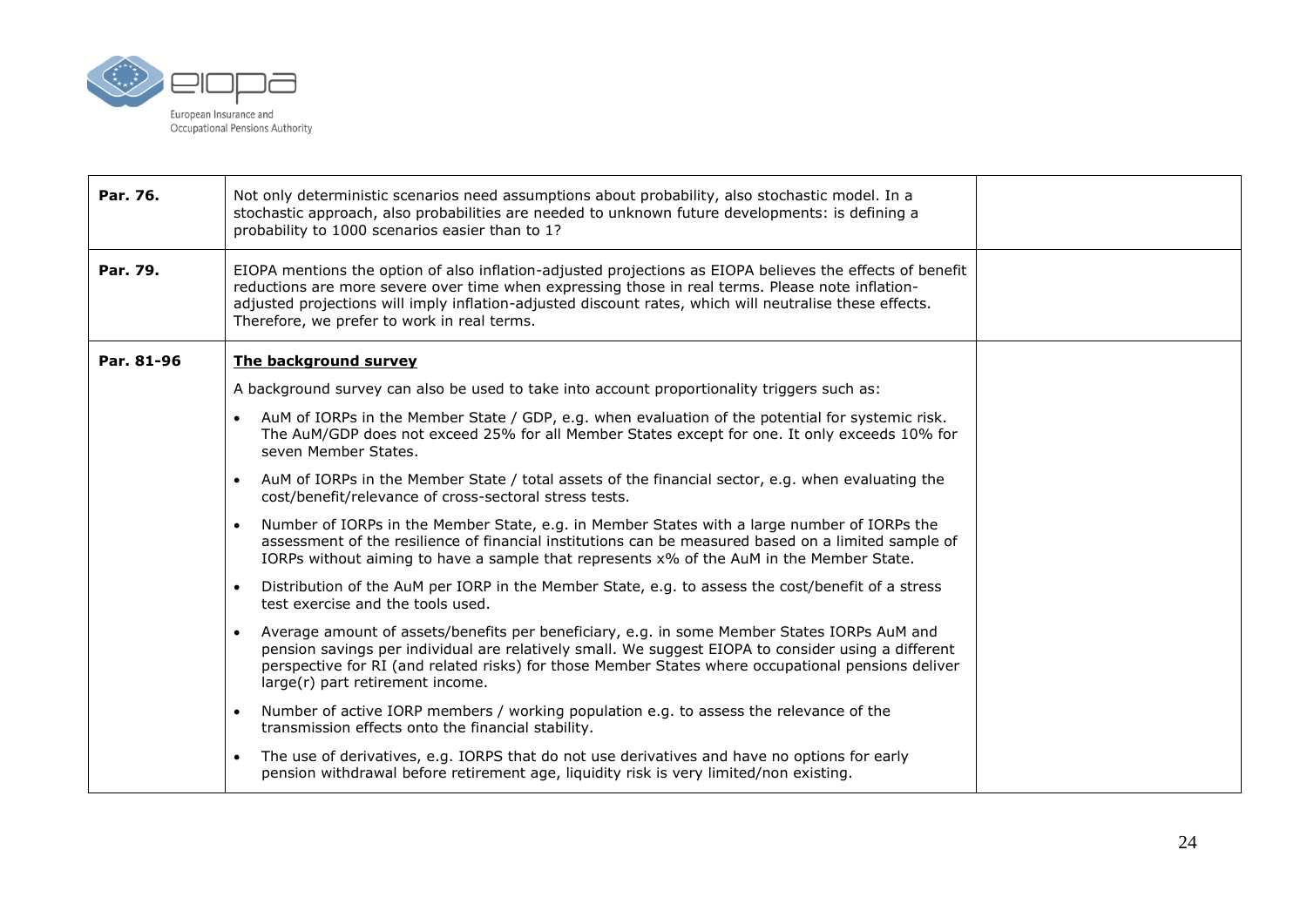| | | |
|---|---|---|
| **Par. 76.** | Not only deterministic scenarios need assumptions about probability, also stochastic model. In a stochastic approach, also probabilities are needed to unknown future developments: is defining a probability to 1000 scenarios easier than to 1? | |
| **Par. 79.** | EIOPA mentions the option of also inflation-adjusted projections as EIOPA believes the effects of benefit reductions are more severe over time when expressing those in real terms. Please note inflation-adjusted projections will imply inflation-adjusted discount rates, which will neutralise these effects. Therefore, we prefer to work in real terms. | |
| **Par. 81-96** | **<u>The background survey</u>**<br><br>A background survey can also be used to take into account proportionality triggers such as:<br><br>• AuM of IORPs in the Member State / GDP, e.g. when evaluation of the potential for systemic risk. The AuM/GDP does not exceed 25% for all Member States except for one. It only exceeds 10% for seven Member States.<br><br>• AuM of IORPs in the Member State / total assets of the financial sector, e.g. when evaluating the cost/benefit/relevance of cross-sectoral stress tests.<br><br>• Number of IORPs in the Member State, e.g. in Member States with a large number of IORPs the assessment of the resilience of financial institutions can be measured based on a limited sample of IORPs without aiming to have a sample that represents x% of the AuM in the Member State.<br><br>• Distribution of the AuM per IORP in the Member State, e.g. to assess the cost/benefit of a stress test exercise and the tools used.<br><br>• Average amount of assets/benefits per beneficiary, e.g. in some Member States IORPs AuM and pension savings per individual are relatively small. We suggest EIOPA to consider using a different perspective for RI (and related risks) for those Member States where occupational pensions deliver large(r) part retirement income.<br><br>• Number of active IORP members / working population e.g. to assess the relevance of the transmission effects onto the financial stability.<br><br>• The use of derivatives, e.g. IORPS that do not use derivatives and have no options for early pension withdrawal before retirement age, liquidity risk is very limited/non existing. | |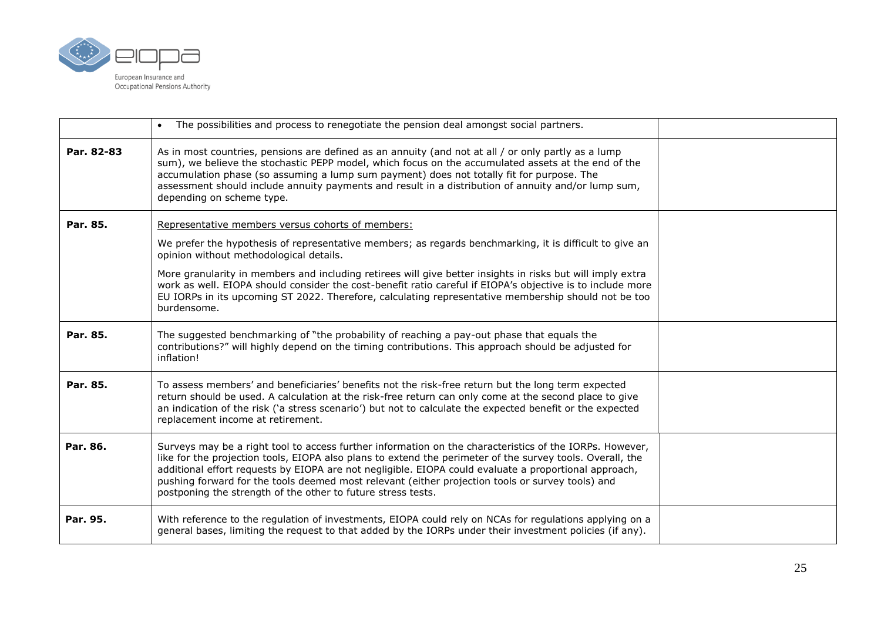| | | |
|---|---|---|
| | • The possibilities and process to renegotiate the pension deal amongst social partners. | |
| **Par. 82-83** | As in most countries, pensions are defined as an annuity (and not at all / or only partly as a lump sum), we believe the stochastic PEPP model, which focus on the accumulated assets at the end of the accumulation phase (so assuming a lump sum payment) does not totally fit for purpose. The assessment should include annuity payments and result in a distribution of annuity and/or lump sum, depending on scheme type. | |
| **Par. 85.** | <u>Representative members versus cohorts of members:</u><br><br>We prefer the hypothesis of representative members; as regards benchmarking, it is difficult to give an opinion without methodological details.<br><br>More granularity in members and including retirees will give better insights in risks but will imply extra work as well. EIOPA should consider the cost-benefit ratio careful if EIOPA's objective is to include more EU IORPs in its upcoming ST 2022. Therefore, calculating representative membership should not be too burdensome. | |
| **Par. 85.** | The suggested benchmarking of "the probability of reaching a pay-out phase that equals the contributions?" will highly depend on the timing contributions. This approach should be adjusted for inflation! | |
| **Par. 85.** | To assess members' and beneficiaries' benefits not the risk-free return but the long term expected return should be used. A calculation at the risk-free return can only come at the second place to give an indication of the risk ('a stress scenario') but not to calculate the expected benefit or the expected replacement income at retirement. | |
| **Par. 86.** | Surveys may be a right tool to access further information on the characteristics of the IORPs. However, like for the projection tools, EIOPA also plans to extend the perimeter of the survey tools. Overall, the additional effort requests by EIOPA are not negligible. EIOPA could evaluate a proportional approach, pushing forward for the tools deemed most relevant (either projection tools or survey tools) and postponing the strength of the other to future stress tests. | |
| **Par. 95.** | With reference to the regulation of investments, EIOPA could rely on NCAs for regulations applying on a general bases, limiting the request to that added by the IORPs under their investment policies (if any). | |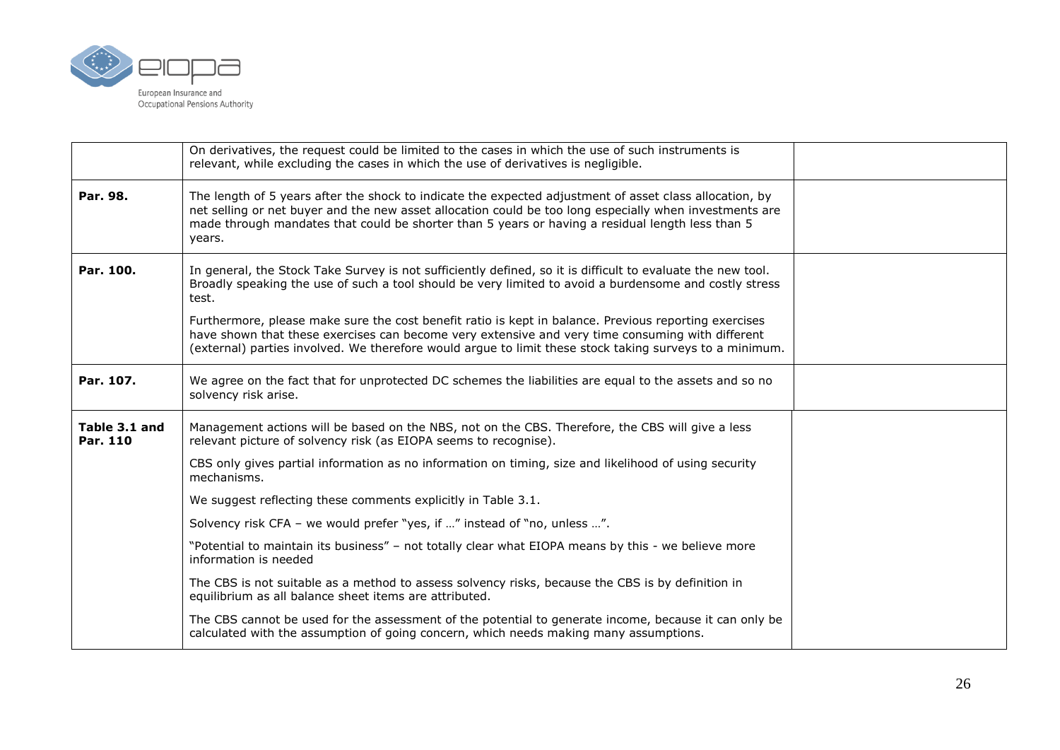| | | |
|---|---|---|
| | On derivatives, the request could be limited to the cases in which the use of such instruments is relevant, while excluding the cases in which the use of derivatives is negligible. | |
| **Par. 98.** | The length of 5 years after the shock to indicate the expected adjustment of asset class allocation, by net selling or net buyer and the new asset allocation could be too long especially when investments are made through mandates that could be shorter than 5 years or having a residual length less than 5 years. | |
| **Par. 100.** | In general, the Stock Take Survey is not sufficiently defined, so it is difficult to evaluate the new tool. Broadly speaking the use of such a tool should be very limited to avoid a burdensome and costly stress test.<br><br>Furthermore, please make sure the cost benefit ratio is kept in balance. Previous reporting exercises have shown that these exercises can become very extensive and very time consuming with different (external) parties involved. We therefore would argue to limit these stock taking surveys to a minimum. | |
| **Par. 107.** | We agree on the fact that for unprotected DC schemes the liabilities are equal to the assets and so no solvency risk arise. | |
| **Table 3.1 and Par. 110** | Management actions will be based on the NBS, not on the CBS. Therefore, the CBS will give a less relevant picture of solvency risk (as EIOPA seems to recognise).<br><br>CBS only gives partial information as no information on timing, size and likelihood of using security mechanisms.<br><br>We suggest reflecting these comments explicitly in Table 3.1.<br><br>Solvency risk CFA – we would prefer "yes, if …" instead of "no, unless …".<br><br>"Potential to maintain its business" – not totally clear what EIOPA means by this - we believe more information is needed<br><br>The CBS is not suitable as a method to assess solvency risks, because the CBS is by definition in equilibrium as all balance sheet items are attributed.<br><br>The CBS cannot be used for the assessment of the potential to generate income, because it can only be calculated with the assumption of going concern, which needs making many assumptions. | |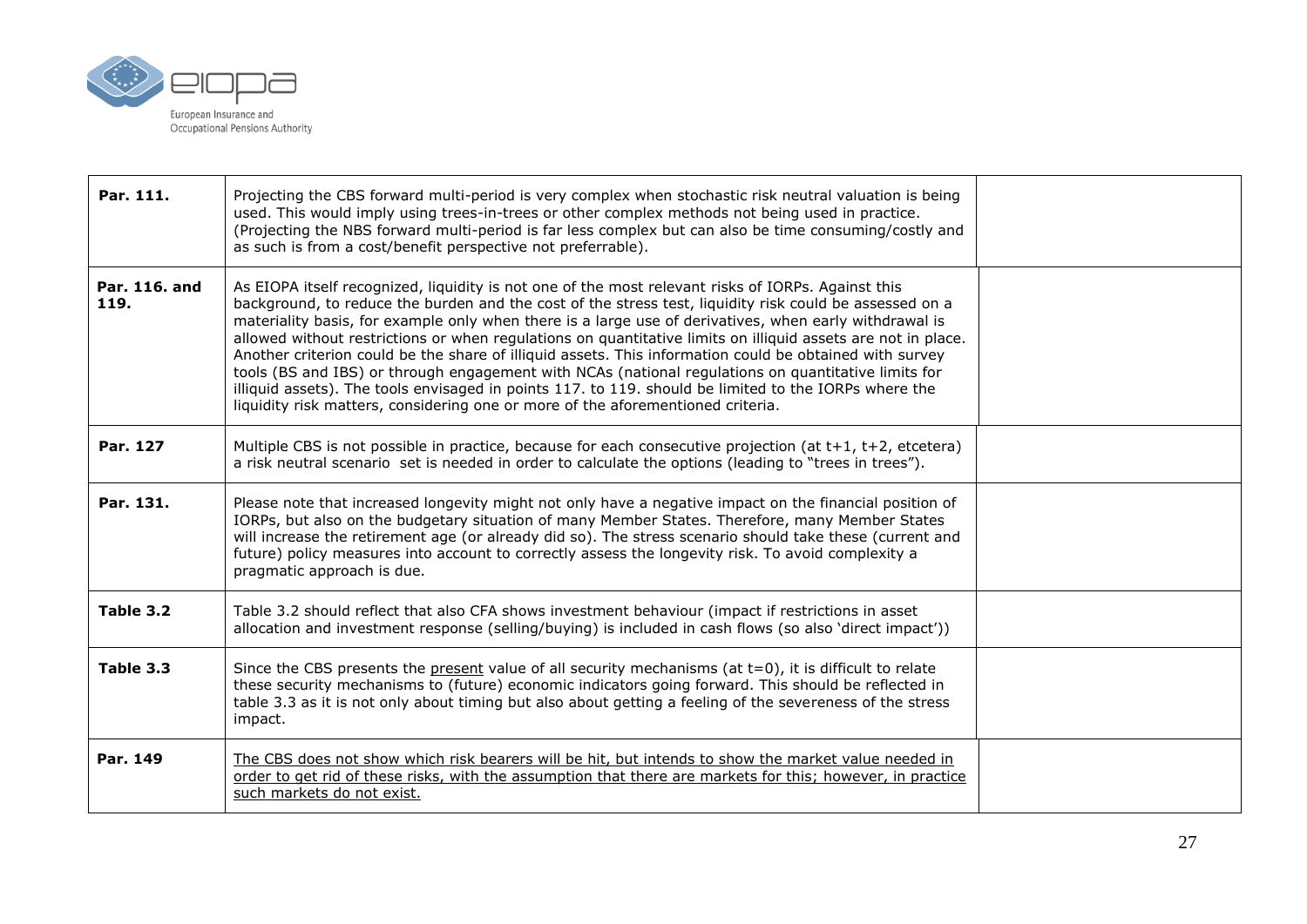| | | |
|---|---|---|
| **Par. 111.** | Projecting the CBS forward multi-period is very complex when stochastic risk neutral valuation is being used. This would imply using trees-in-trees or other complex methods not being used in practice. (Projecting the NBS forward multi-period is far less complex but can also be time consuming/costly and as such is from a cost/benefit perspective not preferrable). | |
| **Par. 116. and 119.** | As EIOPA itself recognized, liquidity is not one of the most relevant risks of IORPs. Against this background, to reduce the burden and the cost of the stress test, liquidity risk could be assessed on a materiality basis, for example only when there is a large use of derivatives, when early withdrawal is allowed without restrictions or when regulations on quantitative limits on illiquid assets are not in place. Another criterion could be the share of illiquid assets. This information could be obtained with survey tools (BS and IBS) or through engagement with NCAs (national regulations on quantitative limits for illiquid assets). The tools envisaged in points 117. to 119. should be limited to the IORPs where the liquidity risk matters, considering one or more of the aforementioned criteria. | |
| **Par. 127** | Multiple CBS is not possible in practice, because for each consecutive projection (at t+1, t+2, etcetera) a risk neutral scenario set is needed in order to calculate the options (leading to "trees in trees"). | |
| **Par. 131.** | Please note that increased longevity might not only have a negative impact on the financial position of IORPs, but also on the budgetary situation of many Member States. Therefore, many Member States will increase the retirement age (or already did so). The stress scenario should take these (current and future) policy measures into account to correctly assess the longevity risk. To avoid complexity a pragmatic approach is due. | |
| **Table 3.2** | Table 3.2 should reflect that also CFA shows investment behaviour (impact if restrictions in asset allocation and investment response (selling/buying) is included in cash flows (so also 'direct impact')) | |
| **Table 3.3** | Since the CBS presents the <u>present</u> value of all security mechanisms (at t=0), it is difficult to relate these security mechanisms to (future) economic indicators going forward. This should be reflected in table 3.3 as it is not only about timing but also about getting a feeling of the severeness of the stress impact. | |
| **Par. 149** | <u>The CBS does not show which risk bearers will be hit, but intends to show the market value needed in order to get rid of these risks, with the assumption that there are markets for this; however, in practice such markets do not exist.</u> | |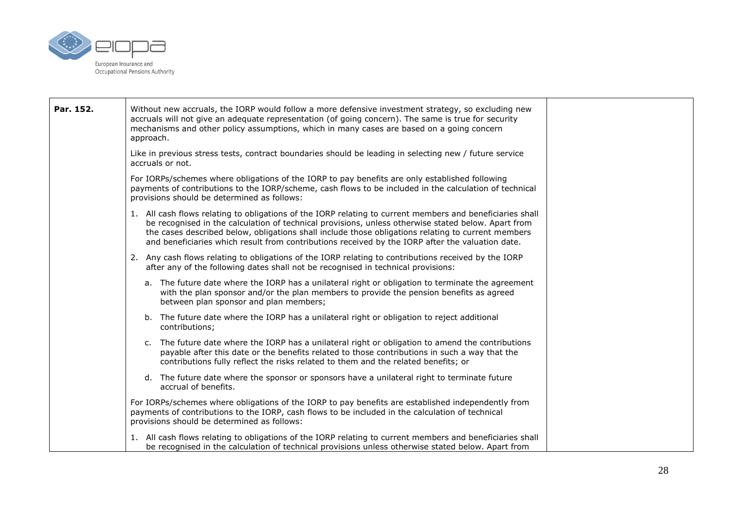| | | |
|---|---|---|
| **Par. 152.** | Without new accruals, the IORP would follow a more defensive investment strategy, so excluding new accruals will not give an adequate representation (of going concern). The same is true for security mechanisms and other policy assumptions, which in many cases are based on a going concern approach.<br><br>Like in previous stress tests, contract boundaries should be leading in selecting new / future service accruals or not.<br><br>For IORPs/schemes where obligations of the IORP to pay benefits are only established following payments of contributions to the IORP/scheme, cash flows to be included in the calculation of technical provisions should be determined as follows:<br><br>1. All cash flows relating to obligations of the IORP relating to current members and beneficiaries shall be recognised in the calculation of technical provisions, unless otherwise stated below. Apart from the cases described below, obligations shall include those obligations relating to current members and beneficiaries which result from contributions received by the IORP after the valuation date.<br><br>2. Any cash flows relating to obligations of the IORP relating to contributions received by the IORP after any of the following dates shall not be recognised in technical provisions:<br><br>a. The future date where the IORP has a unilateral right or obligation to terminate the agreement with the plan sponsor and/or the plan members to provide the pension benefits as agreed between plan sponsor and plan members;<br><br>b. The future date where the IORP has a unilateral right or obligation to reject additional contributions;<br><br>c. The future date where the IORP has a unilateral right or obligation to amend the contributions payable after this date or the benefits related to those contributions in such a way that the contributions fully reflect the risks related to them and the related benefits; or<br><br>d. The future date where the sponsor or sponsors have a unilateral right to terminate future accrual of benefits.<br><br>For IORPs/schemes where obligations of the IORP to pay benefits are established independently from payments of contributions to the IORP, cash flows to be included in the calculation of technical provisions should be determined as follows:<br><br>1. All cash flows relating to obligations of the IORP relating to current members and beneficiaries shall be recognised in the calculation of technical provisions unless otherwise stated below. Apart from | |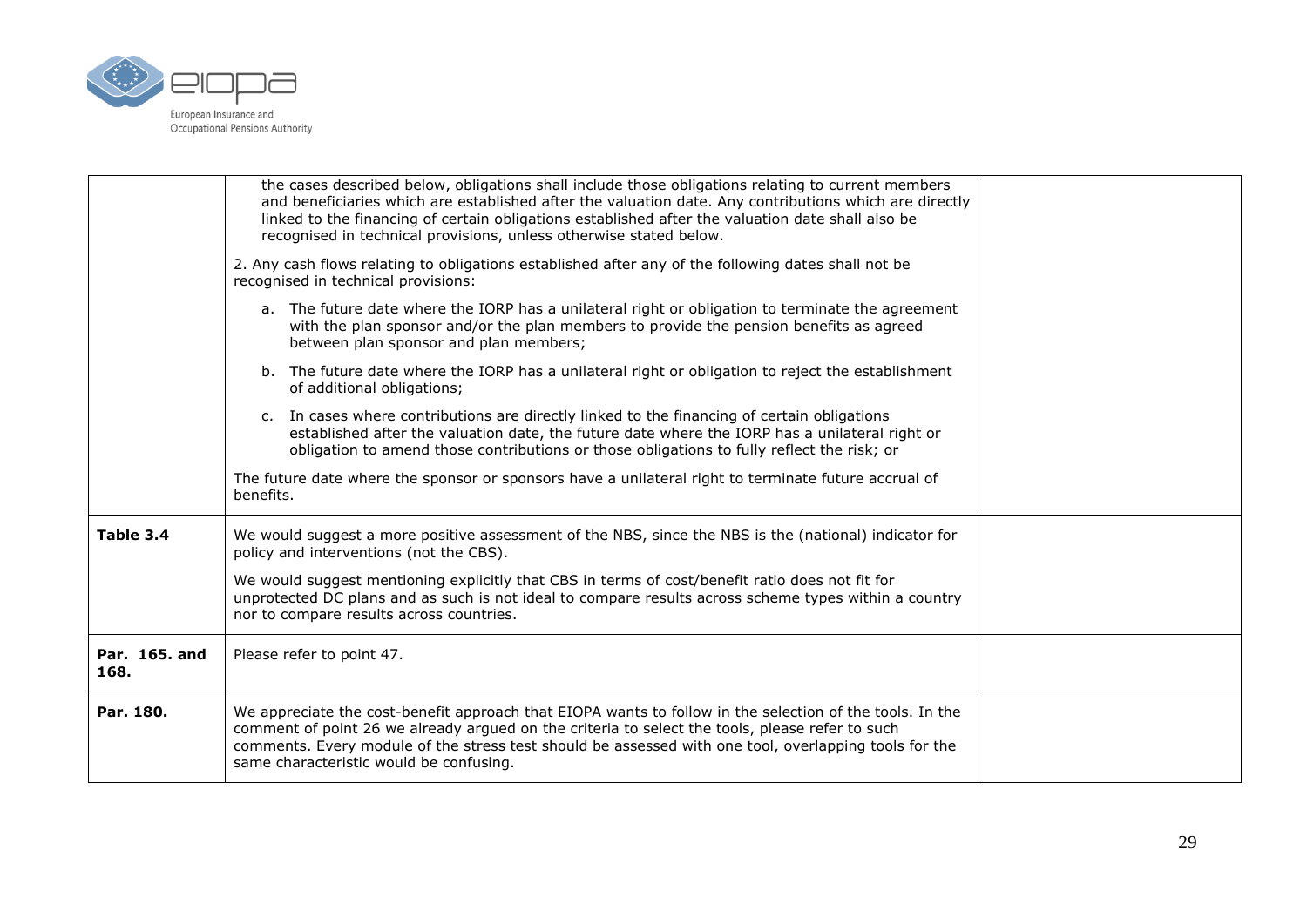| | | |
|---|---|---|
| | the cases described below, obligations shall include those obligations relating to current members and beneficiaries which are established after the valuation date. Any contributions which are directly linked to the financing of certain obligations established after the valuation date shall also be recognised in technical provisions, unless otherwise stated below.<br><br>2. Any cash flows relating to obligations established after any of the following dates shall not be recognised in technical provisions:<br><br>a. The future date where the IORP has a unilateral right or obligation to terminate the agreement with the plan sponsor and/or the plan members to provide the pension benefits as agreed between plan sponsor and plan members;<br><br>b. The future date where the IORP has a unilateral right or obligation to reject the establishment of additional obligations;<br><br>c. In cases where contributions are directly linked to the financing of certain obligations established after the valuation date, the future date where the IORP has a unilateral right or obligation to amend those contributions or those obligations to fully reflect the risk; or<br><br>The future date where the sponsor or sponsors have a unilateral right to terminate future accrual of benefits. | |
| **Table 3.4** | We would suggest a more positive assessment of the NBS, since the NBS is the (national) indicator for policy and interventions (not the CBS).<br><br>We would suggest mentioning explicitly that CBS in terms of cost/benefit ratio does not fit for unprotected DC plans and as such is not ideal to compare results across scheme types within a country nor to compare results across countries. | |
| **Par. 165. and 168.** | Please refer to point 47. | |
| **Par. 180.** | We appreciate the cost-benefit approach that EIOPA wants to follow in the selection of the tools. In the comment of point 26 we already argued on the criteria to select the tools, please refer to such comments. Every module of the stress test should be assessed with one tool, overlapping tools for the same characteristic would be confusing. | |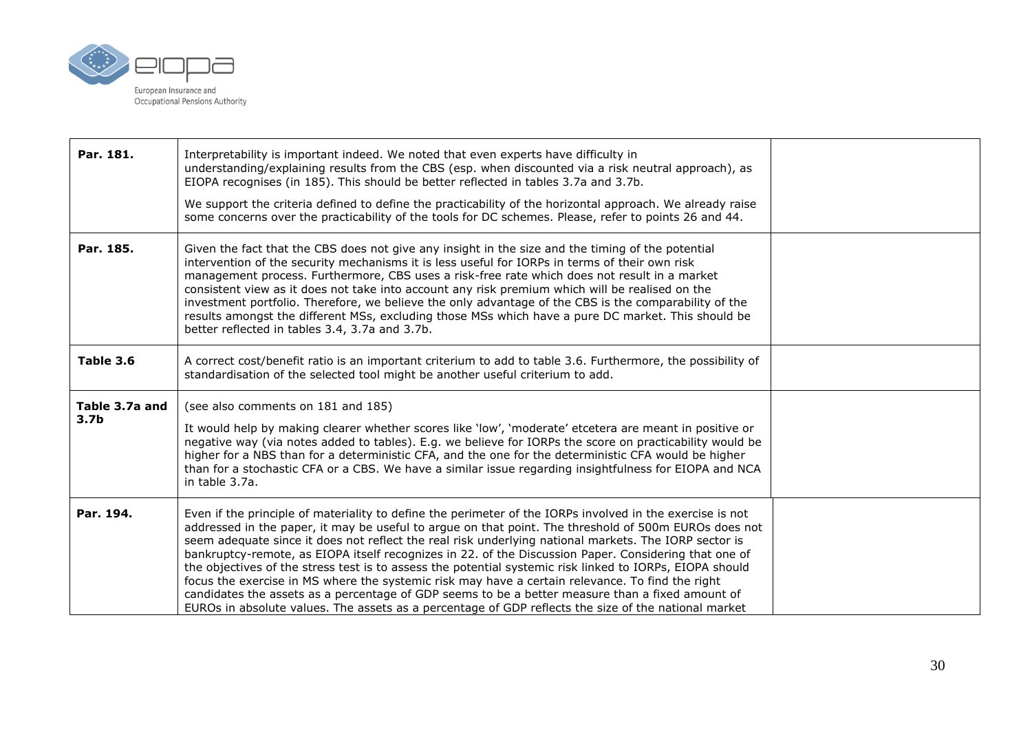| | | |
|---|---|---|
| **Par. 181.** | Interpretability is important indeed. We noted that even experts have difficulty in understanding/explaining results from the CBS (esp. when discounted via a risk neutral approach), as EIOPA recognises (in 185). This should be better reflected in tables 3.7a and 3.7b.<br><br>We support the criteria defined to define the practicability of the horizontal approach. We already raise some concerns over the practicability of the tools for DC schemes. Please, refer to points 26 and 44. | |
| **Par. 185.** | Given the fact that the CBS does not give any insight in the size and the timing of the potential intervention of the security mechanisms it is less useful for IORPs in terms of their own risk management process. Furthermore, CBS uses a risk-free rate which does not result in a market consistent view as it does not take into account any risk premium which will be realised on the investment portfolio. Therefore, we believe the only advantage of the CBS is the comparability of the results amongst the different MSs, excluding those MSs which have a pure DC market. This should be better reflected in tables 3.4, 3.7a and 3.7b. | |
| **Table 3.6** | A correct cost/benefit ratio is an important criterium to add to table 3.6. Furthermore, the possibility of standardisation of the selected tool might be another useful criterium to add. | |
| **Table 3.7a and 3.7b** | (see also comments on 181 and 185)<br><br>It would help by making clearer whether scores like 'low', 'moderate' etcetera are meant in positive or negative way (via notes added to tables). E.g. we believe for IORPs the score on practicability would be higher for a NBS than for a deterministic CFA, and the one for the deterministic CFA would be higher than for a stochastic CFA or a CBS. We have a similar issue regarding insightfulness for EIOPA and NCA in table 3.7a. | |
| **Par. 194.** | Even if the principle of materiality to define the perimeter of the IORPs involved in the exercise is not addressed in the paper, it may be useful to argue on that point. The threshold of 500m EUROs does not seem adequate since it does not reflect the real risk underlying national markets. The IORP sector is bankruptcy-remote, as EIOPA itself recognizes in 22. of the Discussion Paper. Considering that one of the objectives of the stress test is to assess the potential systemic risk linked to IORPs, EIOPA should focus the exercise in MS where the systemic risk may have a certain relevance. To find the right candidates the assets as a percentage of GDP seems to be a better measure than a fixed amount of EUROs in absolute values. The assets as a percentage of GDP reflects the size of the national market | |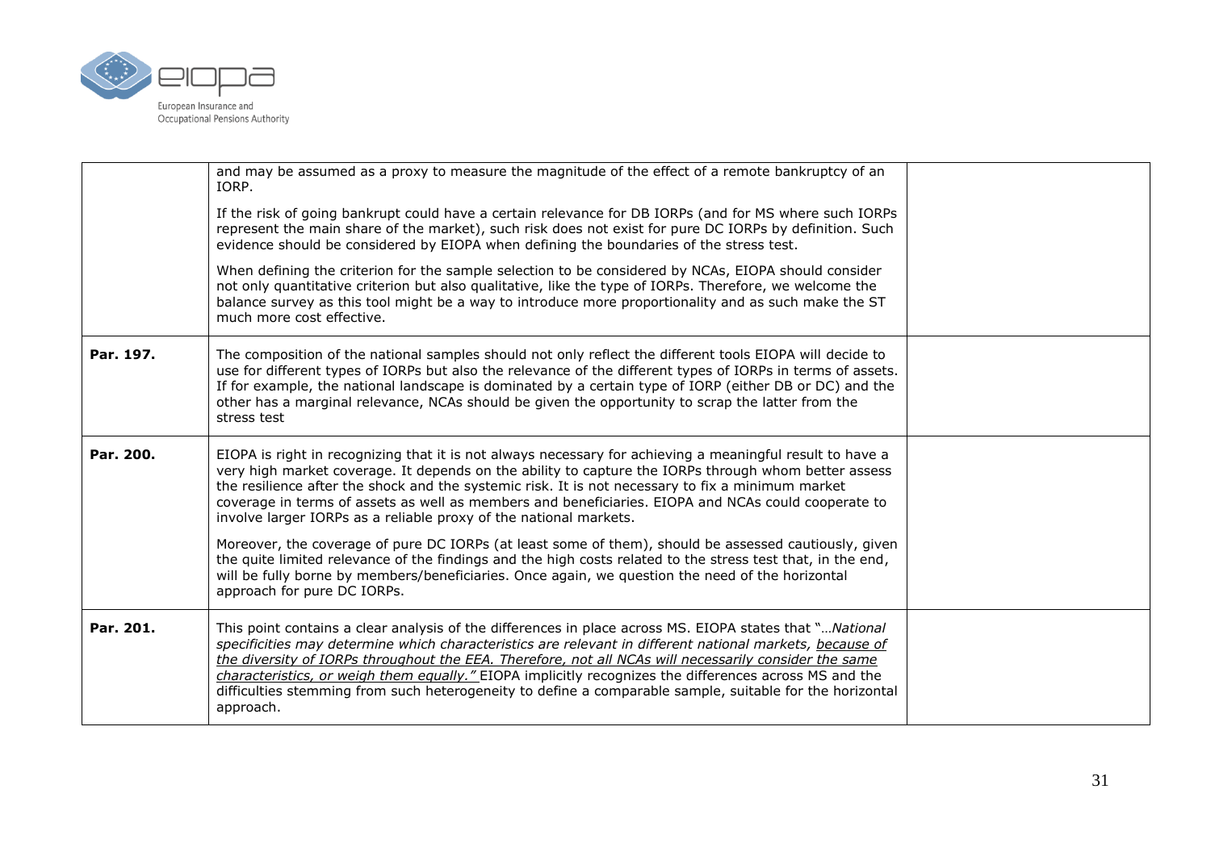| | | |
|---|---|---|
| | and may be assumed as a proxy to measure the magnitude of the effect of a remote bankruptcy of an IORP.<br><br>If the risk of going bankrupt could have a certain relevance for DB IORPs (and for MS where such IORPs represent the main share of the market), such risk does not exist for pure DC IORPs by definition. Such evidence should be considered by EIOPA when defining the boundaries of the stress test.<br><br>When defining the criterion for the sample selection to be considered by NCAs, EIOPA should consider not only quantitative criterion but also qualitative, like the type of IORPs. Therefore, we welcome the balance survey as this tool might be a way to introduce more proportionality and as such make the ST much more cost effective. | |
| **Par. 197.** | The composition of the national samples should not only reflect the different tools EIOPA will decide to use for different types of IORPs but also the relevance of the different types of IORPs in terms of assets. If for example, the national landscape is dominated by a certain type of IORP (either DB or DC) and the other has a marginal relevance, NCAs should be given the opportunity to scrap the latter from the stress test | |
| **Par. 200.** | EIOPA is right in recognizing that it is not always necessary for achieving a meaningful result to have a very high market coverage. It depends on the ability to capture the IORPs through whom better assess the resilience after the shock and the systemic risk. It is not necessary to fix a minimum market coverage in terms of assets as well as members and beneficiaries. EIOPA and NCAs could cooperate to involve larger IORPs as a reliable proxy of the national markets.<br><br>Moreover, the coverage of pure DC IORPs (at least some of them), should be assessed cautiously, given the quite limited relevance of the findings and the high costs related to the stress test that, in the end, will be fully borne by members/beneficiaries. Once again, we question the need of the horizontal approach for pure DC IORPs. | |
| **Par. 201.** | This point contains a clear analysis of the differences in place across MS. EIOPA states that "*…National specificities may determine which characteristics are relevant in different national markets, <u>because of the diversity of IORPs throughout the EEA. Therefore, not all NCAs will necessarily consider the same characteristics, or weigh them equally.</u>"* EIOPA implicitly recognizes the differences across MS and the difficulties stemming from such heterogeneity to define a comparable sample, suitable for the horizontal approach. | |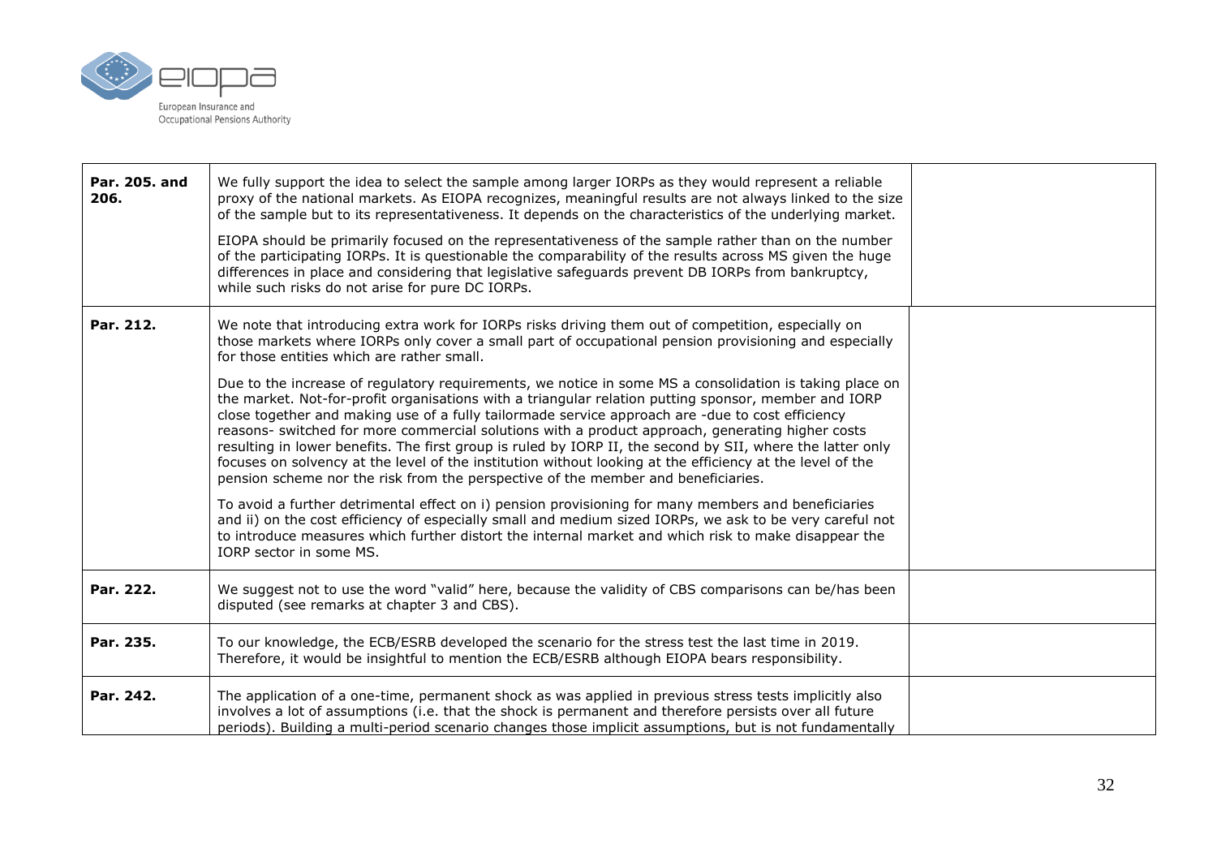| | | |
|---|---|---|
| **Par. 205. and 206.** | We fully support the idea to select the sample among larger IORPs as they would represent a reliable proxy of the national markets. As EIOPA recognizes, meaningful results are not always linked to the size of the sample but to its representativeness. It depends on the characteristics of the underlying market.<br><br>EIOPA should be primarily focused on the representativeness of the sample rather than on the number of the participating IORPs. It is questionable the comparability of the results across MS given the huge differences in place and considering that legislative safeguards prevent DB IORPs from bankruptcy, while such risks do not arise for pure DC IORPs. | |
| **Par. 212.** | We note that introducing extra work for IORPs risks driving them out of competition, especially on those markets where IORPs only cover a small part of occupational pension provisioning and especially for those entities which are rather small.<br><br>Due to the increase of regulatory requirements, we notice in some MS a consolidation is taking place on the market. Not-for-profit organisations with a triangular relation putting sponsor, member and IORP close together and making use of a fully tailormade service approach are -due to cost efficiency reasons- switched for more commercial solutions with a product approach, generating higher costs resulting in lower benefits. The first group is ruled by IORP II, the second by SII, where the latter only focuses on solvency at the level of the institution without looking at the efficiency at the level of the pension scheme nor the risk from the perspective of the member and beneficiaries.<br><br>To avoid a further detrimental effect on i) pension provisioning for many members and beneficiaries and ii) on the cost efficiency of especially small and medium sized IORPs, we ask to be very careful not to introduce measures which further distort the internal market and which risk to make disappear the IORP sector in some MS. | |
| **Par. 222.** | We suggest not to use the word "valid" here, because the validity of CBS comparisons can be/has been disputed (see remarks at chapter 3 and CBS). | |
| **Par. 235.** | To our knowledge, the ECB/ESRB developed the scenario for the stress test the last time in 2019. Therefore, it would be insightful to mention the ECB/ESRB although EIOPA bears responsibility. | |
| **Par. 242.** | The application of a one-time, permanent shock as was applied in previous stress tests implicitly also involves a lot of assumptions (i.e. that the shock is permanent and therefore persists over all future periods). Building a multi-period scenario changes those implicit assumptions, but is not fundamentally | |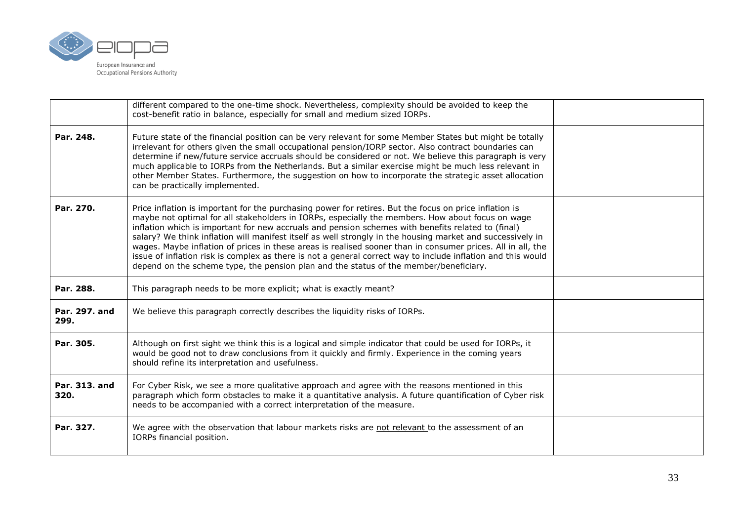| | | |
|---|---|---|
| | different compared to the one-time shock. Nevertheless, complexity should be avoided to keep the cost-benefit ratio in balance, especially for small and medium sized IORPs. | |
| **Par. 248.** | Future state of the financial position can be very relevant for some Member States but might be totally irrelevant for others given the small occupational pension/IORP sector. Also contract boundaries can determine if new/future service accruals should be considered or not. We believe this paragraph is very much applicable to IORPs from the Netherlands. But a similar exercise might be much less relevant in other Member States. Furthermore, the suggestion on how to incorporate the strategic asset allocation can be practically implemented. | |
| **Par. 270.** | Price inflation is important for the purchasing power for retires. But the focus on price inflation is maybe not optimal for all stakeholders in IORPs, especially the members. How about focus on wage inflation which is important for new accruals and pension schemes with benefits related to (final) salary? We think inflation will manifest itself as well strongly in the housing market and successively in wages. Maybe inflation of prices in these areas is realised sooner than in consumer prices. All in all, the issue of inflation risk is complex as there is not a general correct way to include inflation and this would depend on the scheme type, the pension plan and the status of the member/beneficiary. | |
| **Par. 288.** | This paragraph needs to be more explicit; what is exactly meant? | |
| **Par. 297. and 299.** | We believe this paragraph correctly describes the liquidity risks of IORPs. | |
| **Par. 305.** | Although on first sight we think this is a logical and simple indicator that could be used for IORPs, it would be good not to draw conclusions from it quickly and firmly. Experience in the coming years should refine its interpretation and usefulness. | |
| **Par. 313. and 320.** | For Cyber Risk, we see a more qualitative approach and agree with the reasons mentioned in this paragraph which form obstacles to make it a quantitative analysis. A future quantification of Cyber risk needs to be accompanied with a correct interpretation of the measure. | |
| **Par. 327.** | We agree with the observation that labour markets risks are <u>not relevant</u> to the assessment of an IORPs financial position. | |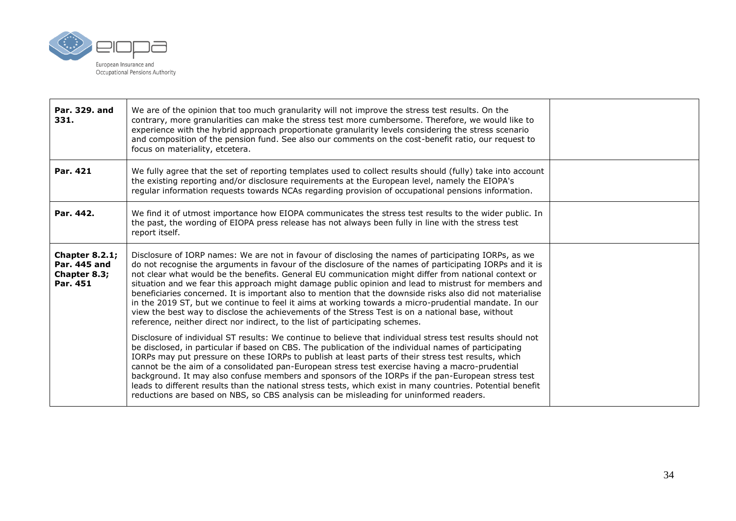| | | |
|---|---|---|
| **Par. 329. and 331.** | We are of the opinion that too much granularity will not improve the stress test results. On the contrary, more granularities can make the stress test more cumbersome. Therefore, we would like to experience with the hybrid approach proportionate granularity levels considering the stress scenario and composition of the pension fund. See also our comments on the cost-benefit ratio, our request to focus on materiality, etcetera. | |
| **Par. 421** | We fully agree that the set of reporting templates used to collect results should (fully) take into account the existing reporting and/or disclosure requirements at the European level, namely the EIOPA's regular information requests towards NCAs regarding provision of occupational pensions information. | |
| **Par. 442.** | We find it of utmost importance how EIOPA communicates the stress test results to the wider public. In the past, the wording of EIOPA press release has not always been fully in line with the stress test report itself. | |
| **Chapter 8.2.1; Par. 445 and Chapter 8.3; Par. 451** | Disclosure of IORP names: We are not in favour of disclosing the names of participating IORPs, as we do not recognise the arguments in favour of the disclosure of the names of participating IORPs and it is not clear what would be the benefits. General EU communication might differ from national context or situation and we fear this approach might damage public opinion and lead to mistrust for members and beneficiaries concerned. It is important also to mention that the downside risks also did not materialise in the 2019 ST, but we continue to feel it aims at working towards a micro-prudential mandate. In our view the best way to disclose the achievements of the Stress Test is on a national base, without reference, neither direct nor indirect, to the list of participating schemes.<br><br>Disclosure of individual ST results: We continue to believe that individual stress test results should not be disclosed, in particular if based on CBS. The publication of the individual names of participating IORPs may put pressure on these IORPs to publish at least parts of their stress test results, which cannot be the aim of a consolidated pan-European stress test exercise having a macro-prudential background. It may also confuse members and sponsors of the IORPs if the pan-European stress test leads to different results than the national stress tests, which exist in many countries. Potential benefit reductions are based on NBS, so CBS analysis can be misleading for uninformed readers. | |